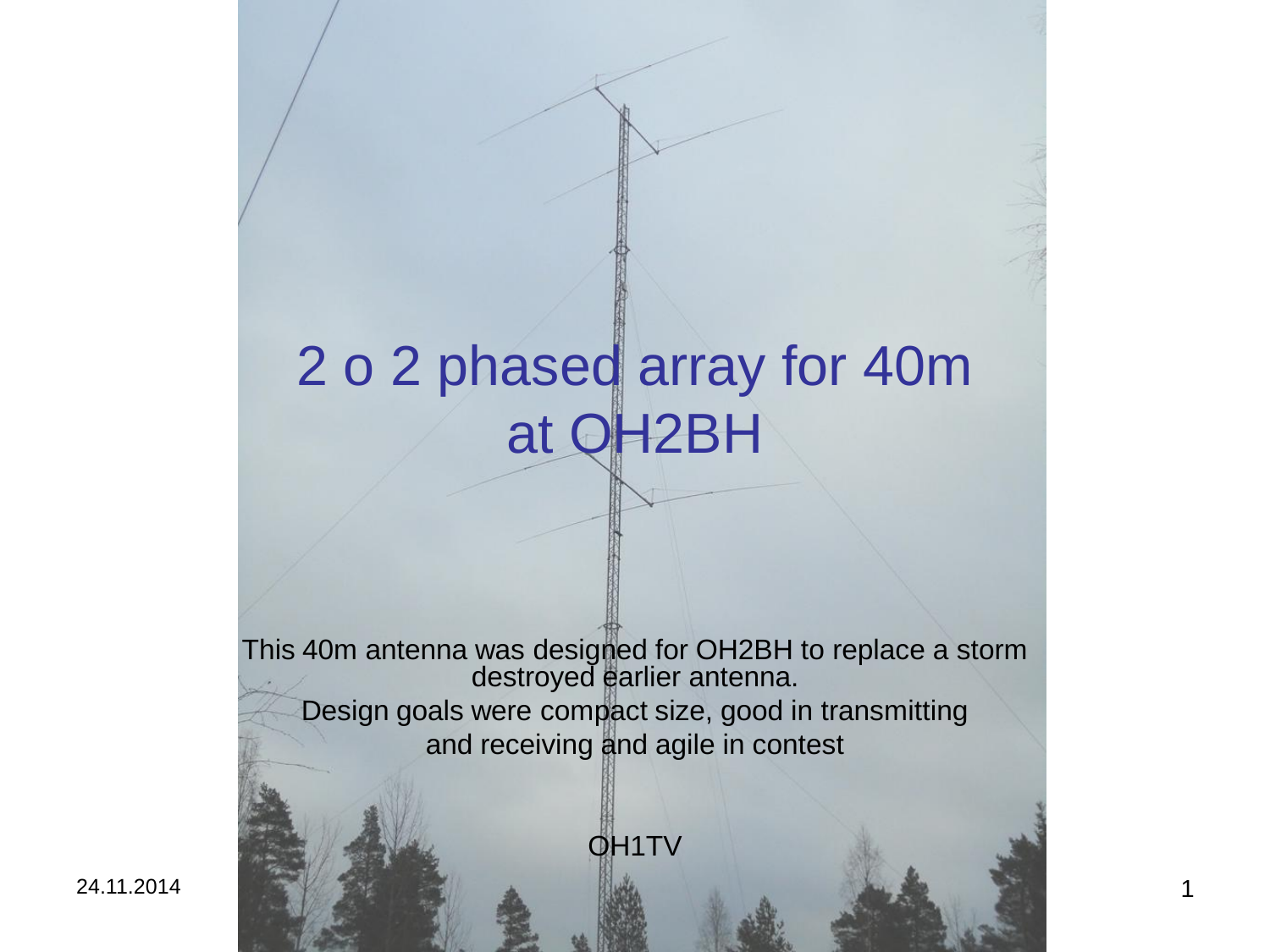# 2 o 2 phased array for 40m at OH2BH

This 40m antenna was designed for OH2BH to replace a storm destroyed earlier antenna.

Design goals were compact size, good in transmitting and receiving and agile in contest

OH1TV

24.11.2014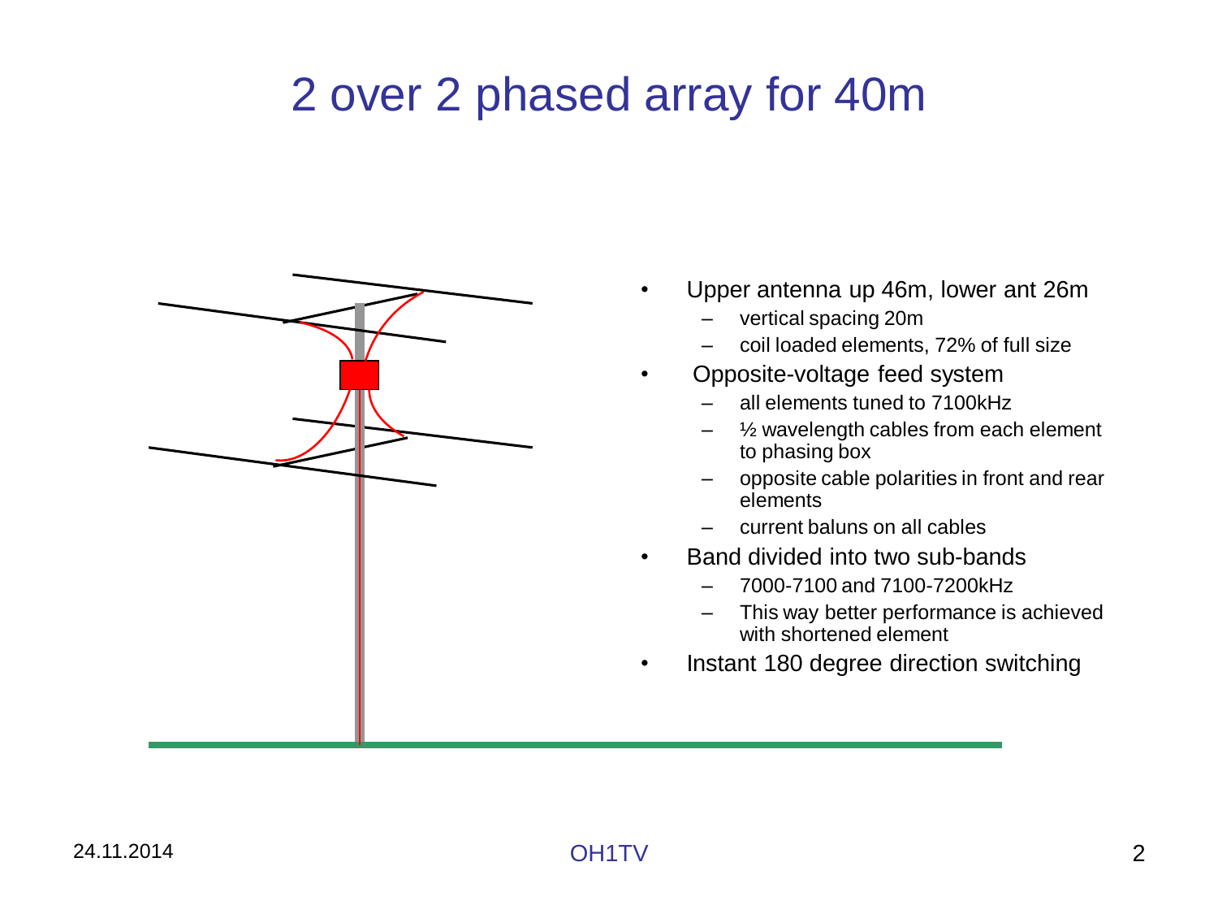# 2 over 2 phased array for 40m

- Upper antenna up 46m, lower ant 26m
  - vertical spacing 20m
  - coil loaded elements, 72% of full size
- Opposite-voltage feed system
  - all elements tuned to 7100kHz
  - ½ wavelength cables from each element to phasing box
  - opposite cable polarities in front and rear elements
  - current baluns on all cables
- Band divided into two sub-bands
  - 7000-7100 and 7100-7200kHz
  - This way better performance is achieved with shortened element
- Instant 180 degree direction switching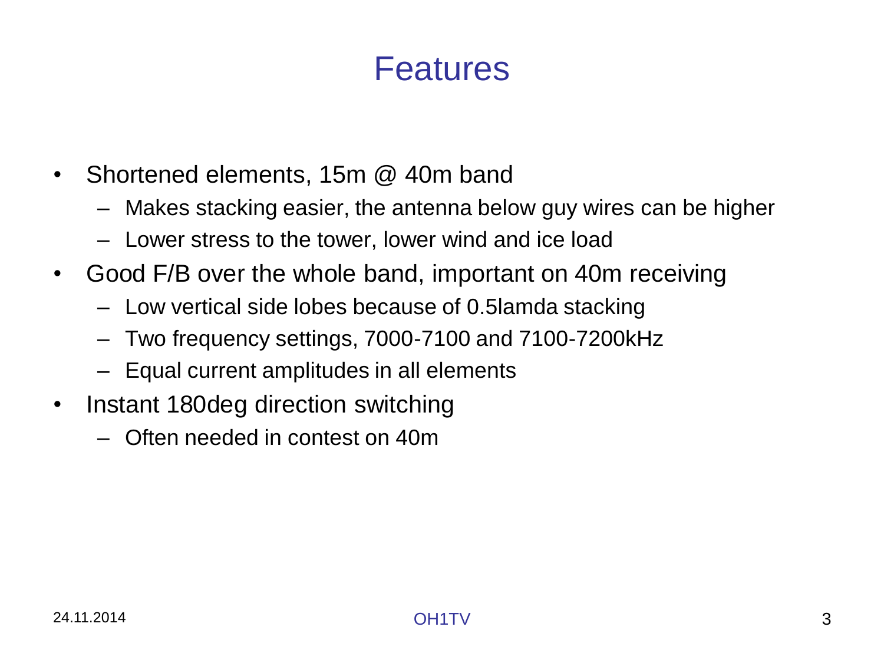# Features

- Shortened elements, 15m @ 40m band
  - Makes stacking easier, the antenna below guy wires can be higher
  - Lower stress to the tower, lower wind and ice load
- Good F/B over the whole band, important on 40m receiving
  - Low vertical side lobes because of 0.5lamda stacking
  - Two frequency settings, 7000-7100 and 7100-7200kHz
  - Equal current amplitudes in all elements
- Instant 180deg direction switching
  - Often needed in contest on 40m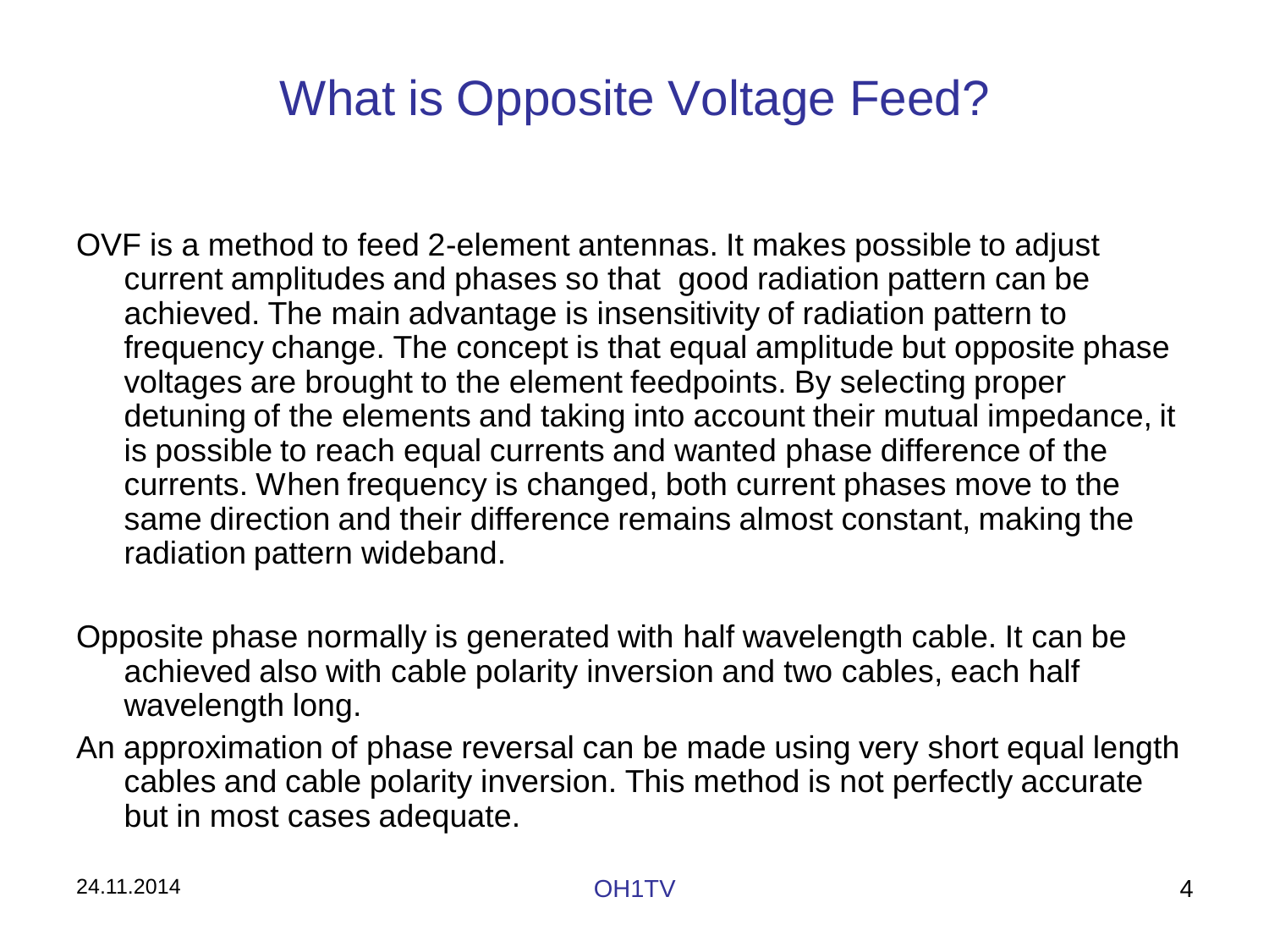# What is Opposite Voltage Feed?

OVF is a method to feed 2-element antennas. It makes possible to adjust current amplitudes and phases so that good radiation pattern can be achieved. The main advantage is insensitivity of radiation pattern to frequency change. The concept is that equal amplitude but opposite phase voltages are brought to the element feedpoints. By selecting proper detuning of the elements and taking into account their mutual impedance, it is possible to reach equal currents and wanted phase difference of the currents. When frequency is changed, both current phases move to the same direction and their difference remains almost constant, making the radiation pattern wideband.

Opposite phase normally is generated with half wavelength cable. It can be achieved also with cable polarity inversion and two cables, each half wavelength long.

An approximation of phase reversal can be made using very short equal length cables and cable polarity inversion. This method is not perfectly accurate but in most cases adequate.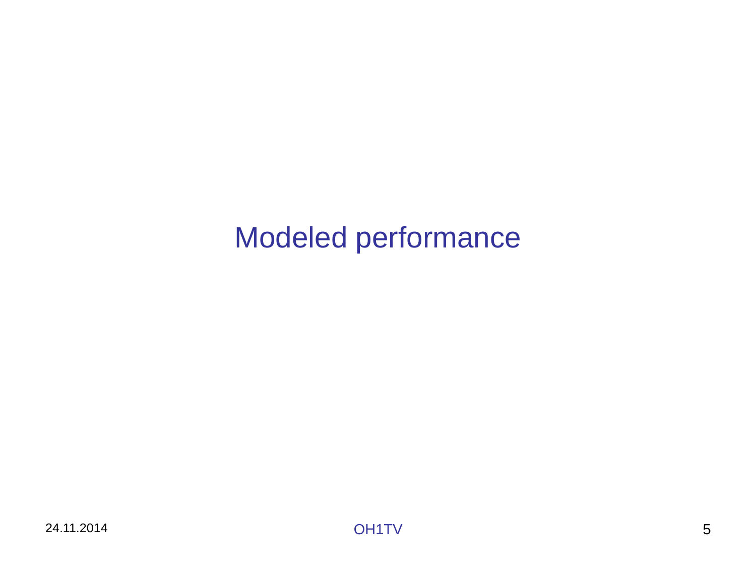# Modeled performance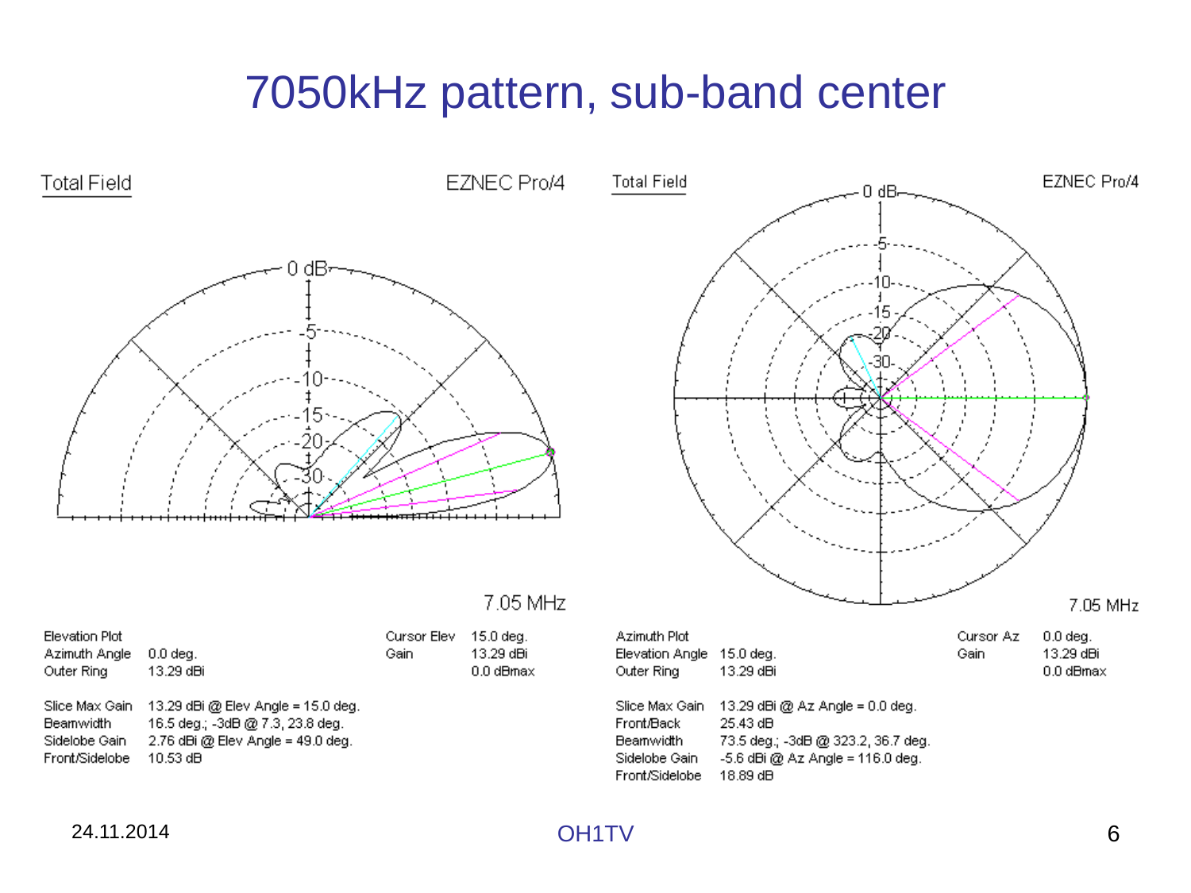# 7050kHz pattern, sub-band center

**Total Field** — EZNEC Pro/4 — 7.05 MHz

| Elevation Plot | | Cursor Elev | 15.0 deg. |
|---|---|---|---|
| Azimuth Angle | 0.0 deg. | Gain | 13.29 dBi |
| Outer Ring | 13.29 dBi | | 0.0 dBmax |

| | |
|---|---|
| Slice Max Gain | 13.29 dBi @ Elev Angle = 15.0 deg. |
| Beamwidth | 16.5 deg.; -3dB @ 7.3, 23.8 deg. |
| Sidelobe Gain | 2.76 dBi @ Elev Angle = 49.0 deg. |
| Front/Sidelobe | 10.53 dB |

**Total Field** — EZNEC Pro/4 — 7.05 MHz

| Azimuth Plot | | Cursor Az | 0.0 deg. |
|---|---|---|---|
| Elevation Angle | 15.0 deg. | Gain | 13.29 dBi |
| Outer Ring | 13.29 dBi | | 0.0 dBmax |

| | |
|---|---|
| Slice Max Gain | 13.29 dBi @ Az Angle = 0.0 deg. |
| Front/Back | 25.43 dB |
| Beamwidth | 73.5 deg.; -3dB @ 323.2, 36.7 deg. |
| Sidelobe Gain | -5.6 dBi @ Az Angle = 116.0 deg. |
| Front/Sidelobe | 18.89 dB |

24.11.2014 — OH1TV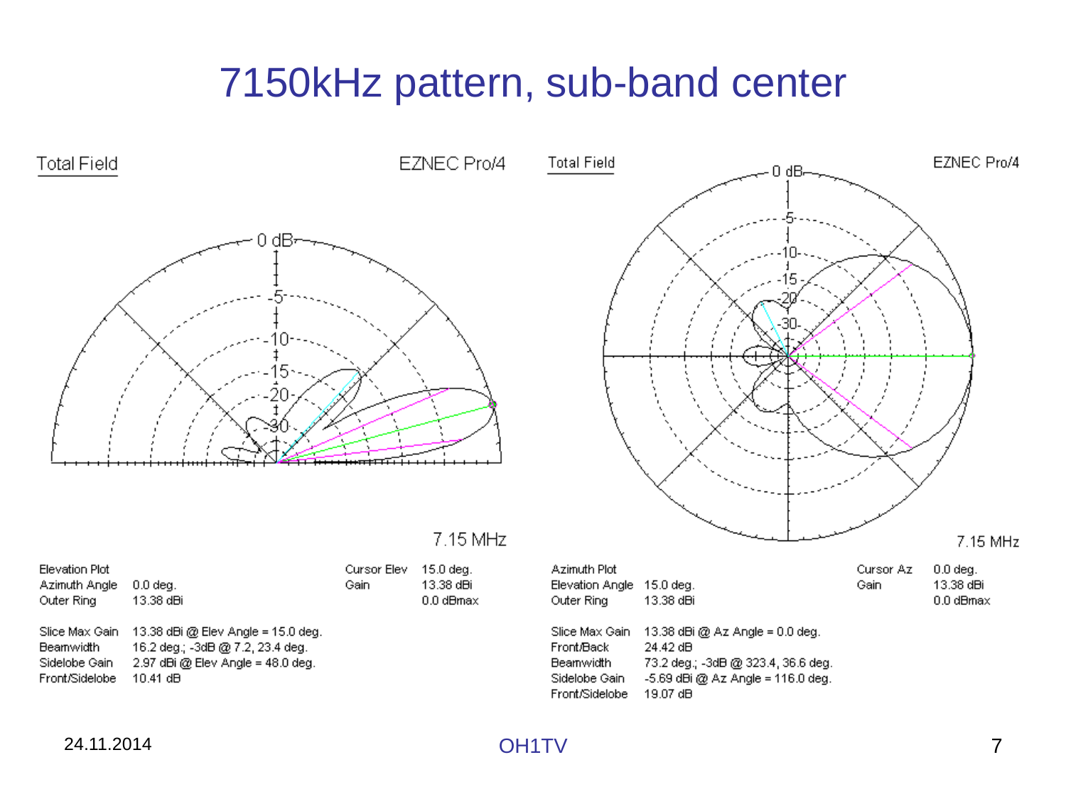# 7150kHz pattern, sub-band center

Total Field — EZNEC Pro/4 — 7.15 MHz

Elevation Plot
Azimuth Angle 0.0 deg.
Outer Ring 13.38 dBi

Cursor Elev 15.0 deg.
Gain 13.38 dBi
0.0 dBmax

Slice Max Gain 13.38 dBi @ Elev Angle = 15.0 deg.
Beamwidth 16.2 deg.; -3dB @ 7.2, 23.4 deg.
Sidelobe Gain 2.97 dBi @ Elev Angle = 48.0 deg.
Front/Sidelobe 10.41 dB

Total Field — EZNEC Pro/4 — 7.15 MHz

Azimuth Plot
Elevation Angle 15.0 deg.
Outer Ring 13.38 dBi

Cursor Az 0.0 deg.
Gain 13.38 dBi
0.0 dBmax

Slice Max Gain 13.38 dBi @ Az Angle = 0.0 deg.
Front/Back 24.42 dB
Beamwidth 73.2 deg.; -3dB @ 323.4, 36.6 deg.
Sidelobe Gain -5.69 dBi @ Az Angle = 116.0 deg.
Front/Sidelobe 19.07 dB

24.11.2014 OH1TV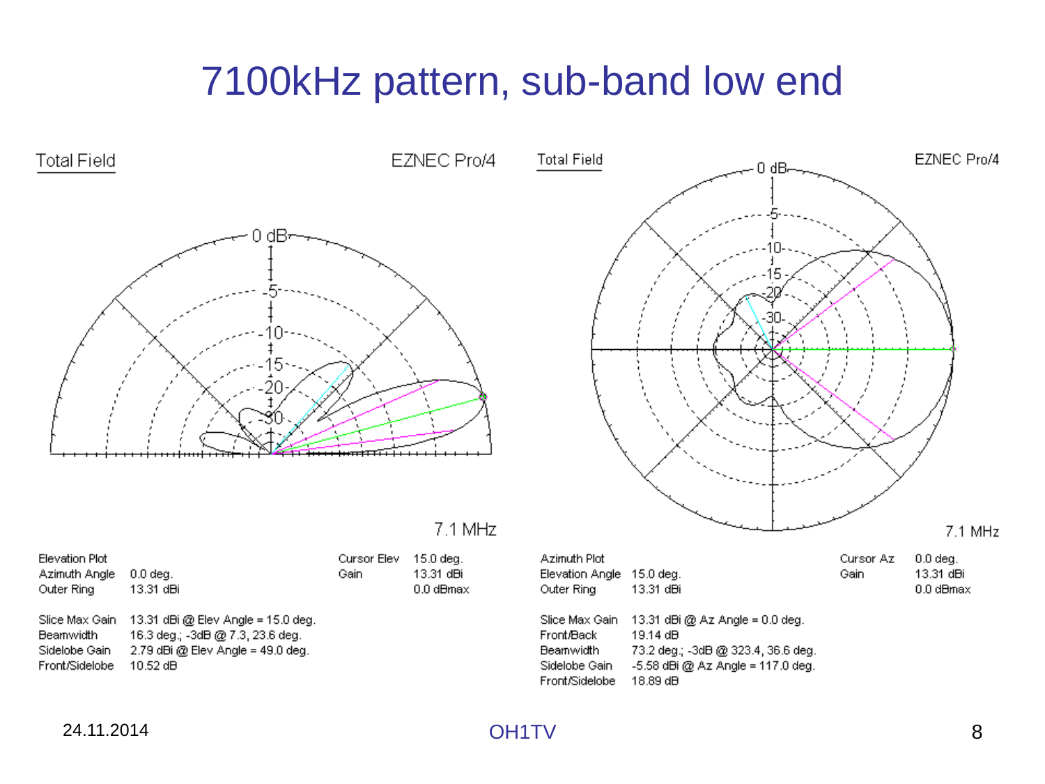# 7100kHz pattern, sub-band low end

Total Field — EZNEC Pro/4 — 7.1 MHz

| Elevation Plot | | Cursor Elev | 15.0 deg. |
|---|---|---|---|
| Azimuth Angle | 0.0 deg. | Gain | 13.31 dBi |
| Outer Ring | 13.31 dBi | | 0.0 dBmax |
| Slice Max Gain | 13.31 dBi @ Elev Angle = 15.0 deg. | | |
| Beamwidth | 16.3 deg.; -3dB @ 7.3, 23.6 deg. | | |
| Sidelobe Gain | 2.79 dBi @ Elev Angle = 49.0 deg. | | |
| Front/Sidelobe | 10.52 dB | | |

Total Field — EZNEC Pro/4 — 7.1 MHz

| Azimuth Plot | | Cursor Az | 0.0 deg. |
|---|---|---|---|
| Elevation Angle | 15.0 deg. | Gain | 13.31 dBi |
| Outer Ring | 13.31 dBi | | 0.0 dBmax |
| Slice Max Gain | 13.31 dBi @ Az Angle = 0.0 deg. | | |
| Front/Back | 19.14 dB | | |
| Beamwidth | 73.2 deg.; -3dB @ 323.4, 36.6 deg. | | |
| Sidelobe Gain | -5.58 dBi @ Az Angle = 117.0 deg. | | |
| Front/Sidelobe | 18.89 dB | | |

24.11.2014

OH1TV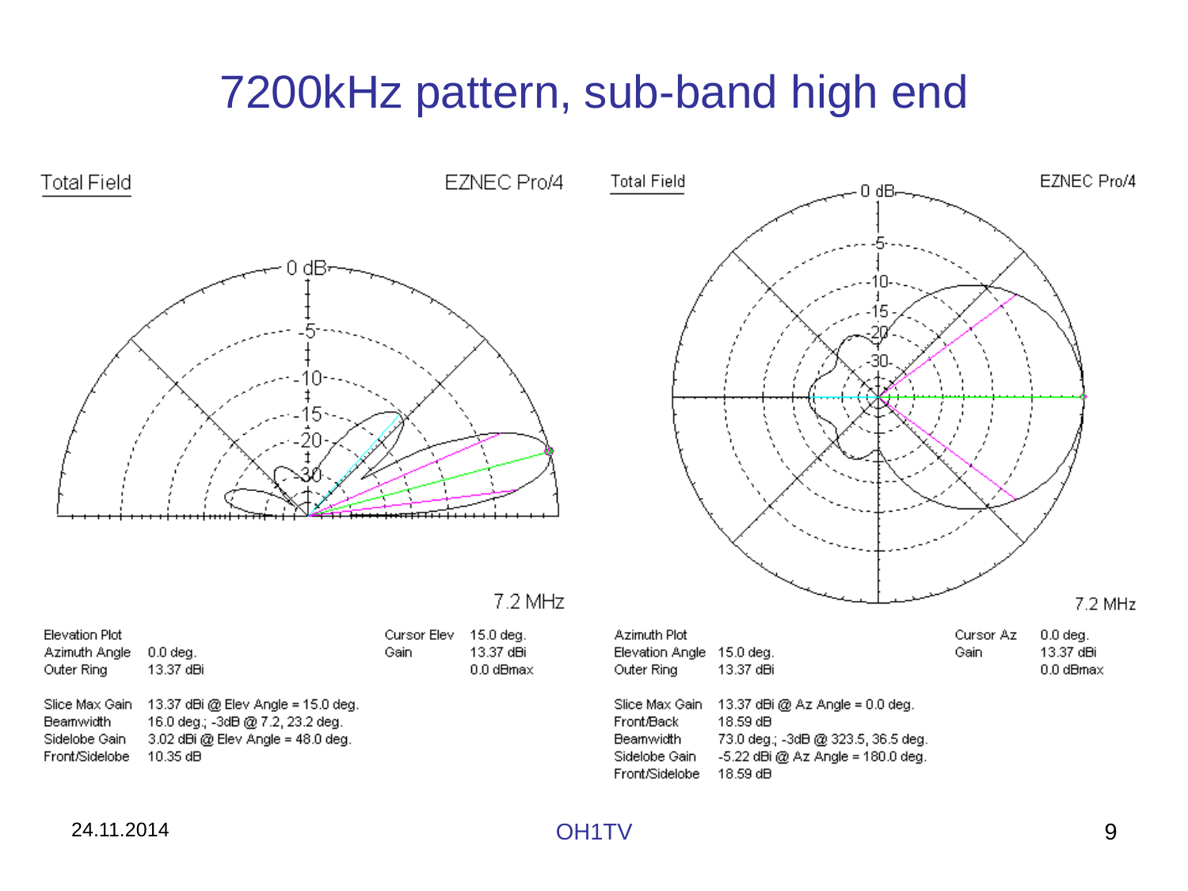# 7200kHz pattern, sub-band high end

**Total Field** — EZNEC Pro/4 — 7.2 MHz

| Elevation Plot | | Cursor Elev | 15.0 deg. |
|---|---|---|---|
| Azimuth Angle | 0.0 deg. | Gain | 13.37 dBi |
| Outer Ring | 13.37 dBi | | 0.0 dBmax |

| | |
|---|---|
| Slice Max Gain | 13.37 dBi @ Elev Angle = 15.0 deg. |
| Beamwidth | 16.0 deg.; -3dB @ 7.2, 23.2 deg. |
| Sidelobe Gain | 3.02 dBi @ Elev Angle = 48.0 deg. |
| Front/Sidelobe | 10.35 dB |

**Total Field** — EZNEC Pro/4 — 7.2 MHz

| Azimuth Plot | | Cursor Az | 0.0 deg. |
|---|---|---|---|
| Elevation Angle | 15.0 deg. | Gain | 13.37 dBi |
| Outer Ring | 13.37 dBi | | 0.0 dBmax |

| | |
|---|---|
| Slice Max Gain | 13.37 dBi @ Az Angle = 0.0 deg. |
| Front/Back | 18.59 dB |
| Beamwidth | 73.0 deg.; -3dB @ 323.5, 36.5 deg. |
| Sidelobe Gain | -5.22 dBi @ Az Angle = 180.0 deg. |
| Front/Sidelobe | 18.59 dB |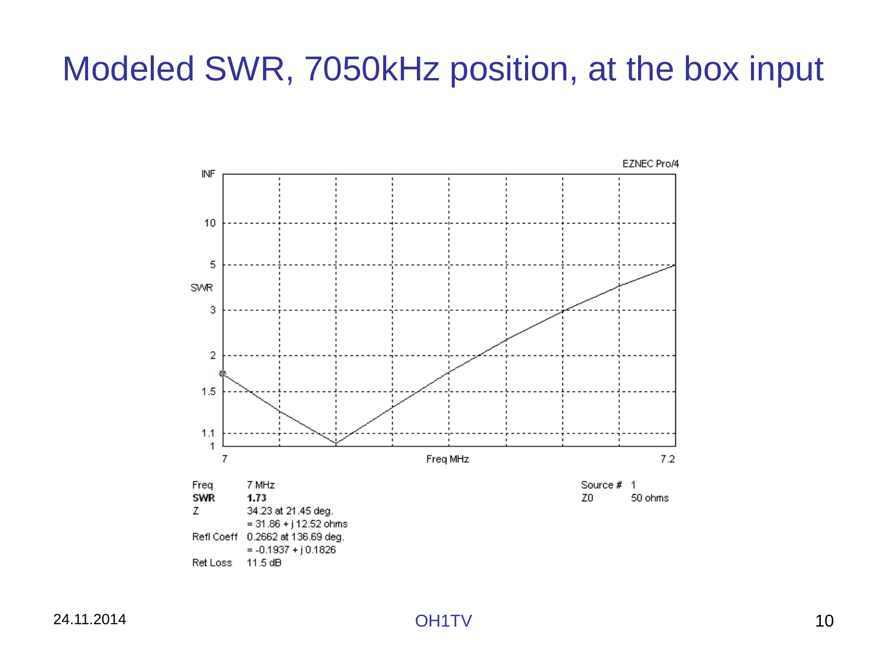# Modeled SWR, 7050kHz position, at the box input

EZNEC Pro/4

INF

10

5

SWR

3

2

1.5

1.1

1

7 Freq MHz 7.2

| | |
|---|---|
| Freq | 7 MHz |
| **SWR** | **1.73** |
| Z | 34.23 at 21.45 deg. |
| | = 31.86 + j 12.52 ohms |
| Refl Coeff | 0.2662 at 136.69 deg. |
| | = -0.1937 + j 0.1826 |
| Ret Loss | 11.5 dB |

| | |
|---|---|
| Source # | 1 |
| Z0 | 50 ohms |

24.11.2014

OH1TV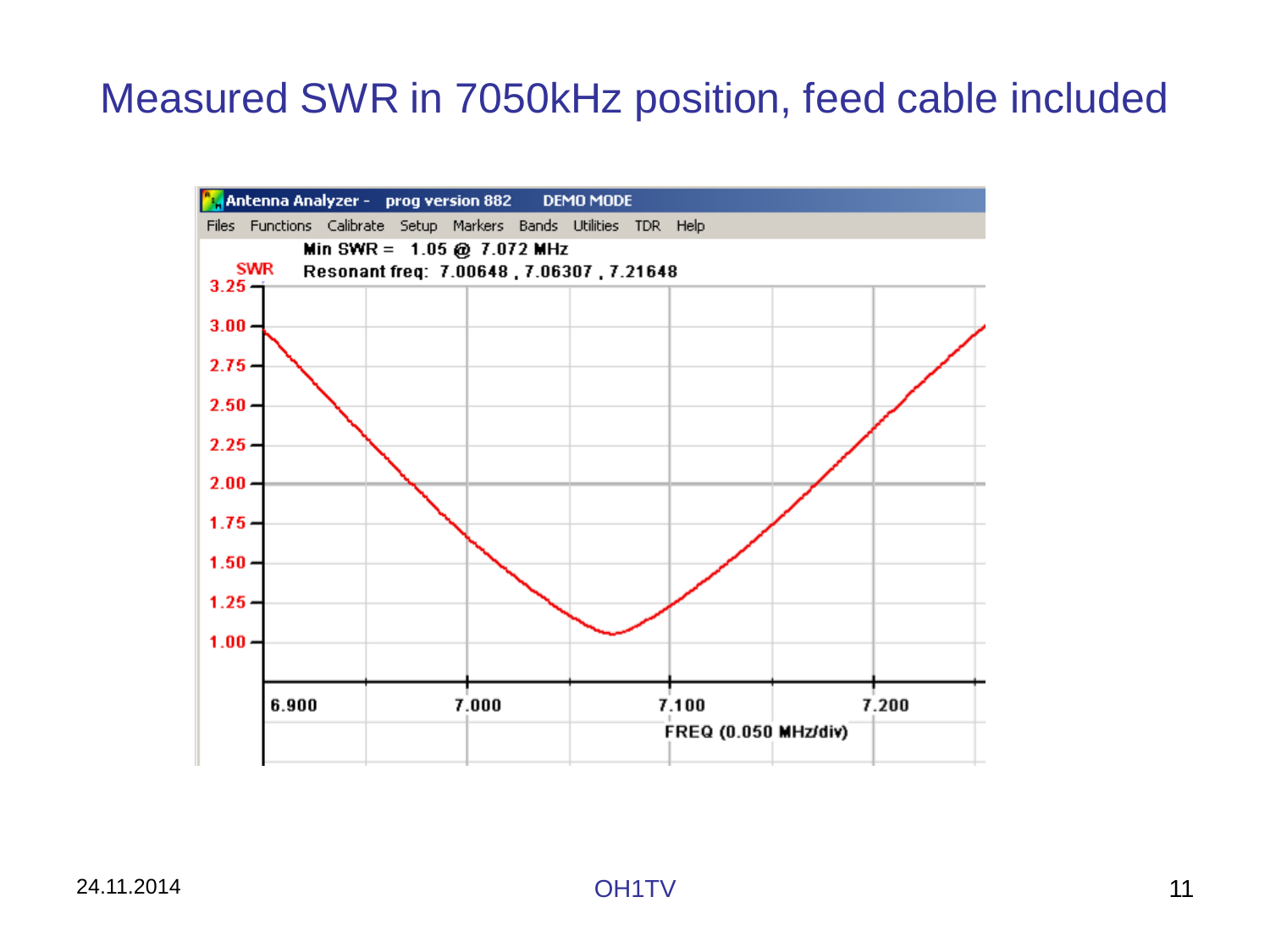# Measured SWR in 7050kHz position, feed cable included

Antenna Analyzer - prog version 882 DEMO MODE

Files Functions Calibrate Setup Markers Bands Utilities TDR Help

Min SWR = 1.05 @ 7.072 MHz

Resonant freq: 7.00648 , 7.06307 , 7.21648

SWR

3.25
3.00
2.75
2.50
2.25
2.00
1.75
1.50
1.25
1.00

6.900 7.000 7.100 7.200

FREQ (0.050 MHz/div)

24.11.2014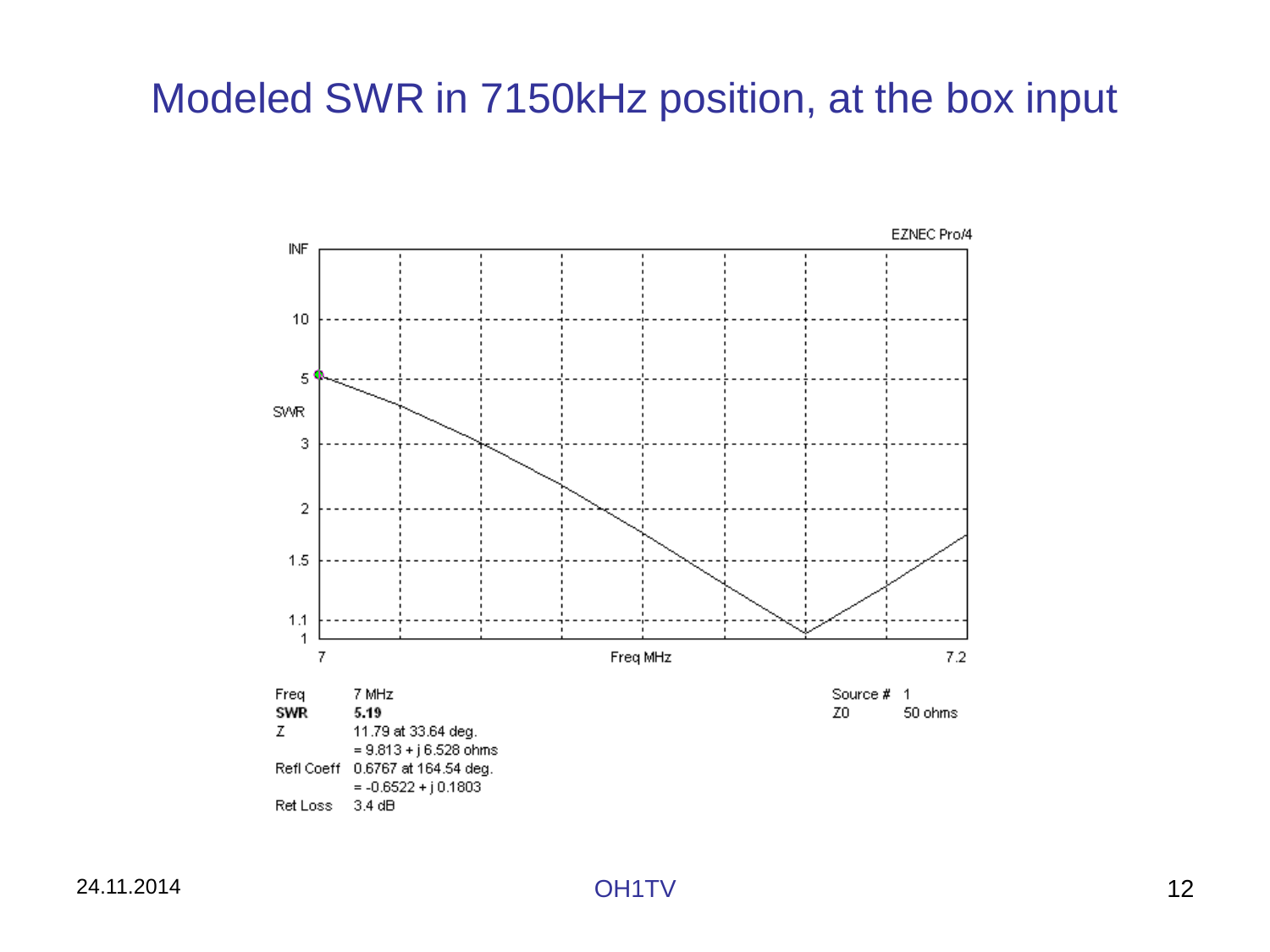# Modeled SWR in 7150kHz position, at the box input

EZNEC Pro/4

| Freq | 7 MHz |
| --- | --- |
| **SWR** | **5.19** |
| Z | 11.79 at 33.64 deg. |
| | = 9.813 + j 6.528 ohms |
| Refl Coeff | 0.6767 at 164.54 deg. |
| | = -0.6522 + j 0.1803 |
| Ret Loss | 3.4 dB |

Source # 1

Z0 50 ohms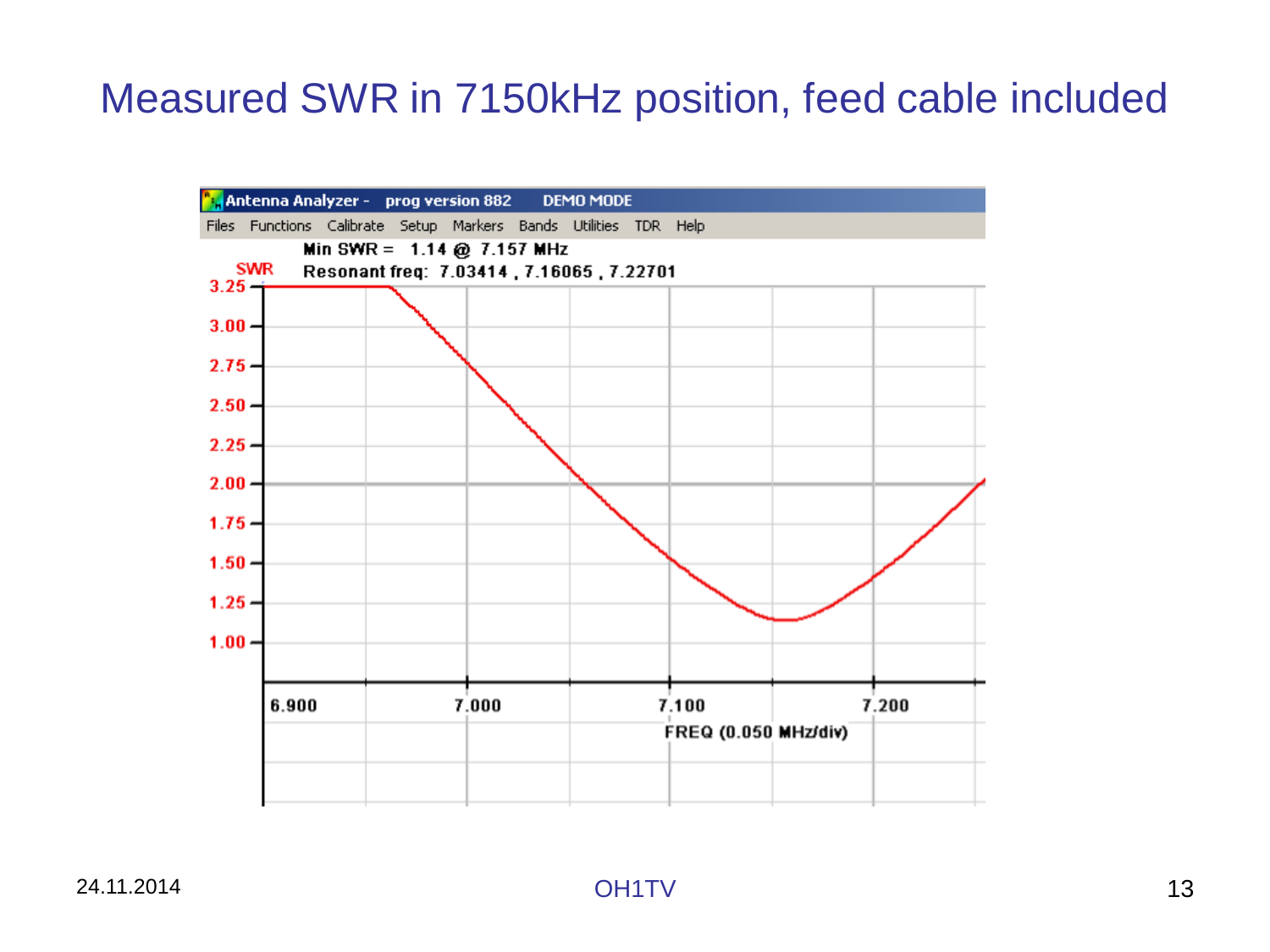# Measured SWR in 7150kHz position, feed cable included

Antenna Analyzer - prog version 882 DEMO MODE

Files Functions Calibrate Setup Markers Bands Utilities TDR Help

Min SWR = 1.14 @ 7.157 MHz

Resonant freq: 7.03414 , 7.16065 , 7.22701

SWR

3.25
3.00
2.75
2.50
2.25
2.00
1.75
1.50
1.25
1.00

6.900 7.000 7.100 7.200

FREQ (0.050 MHz/div)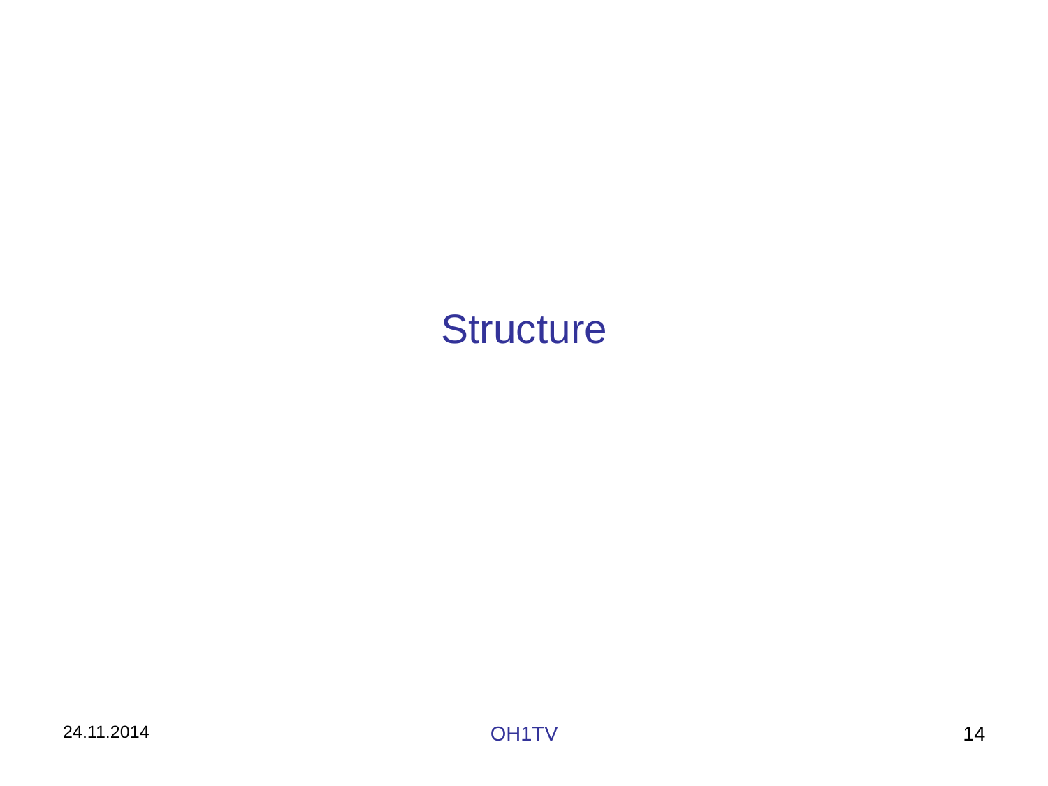# Structure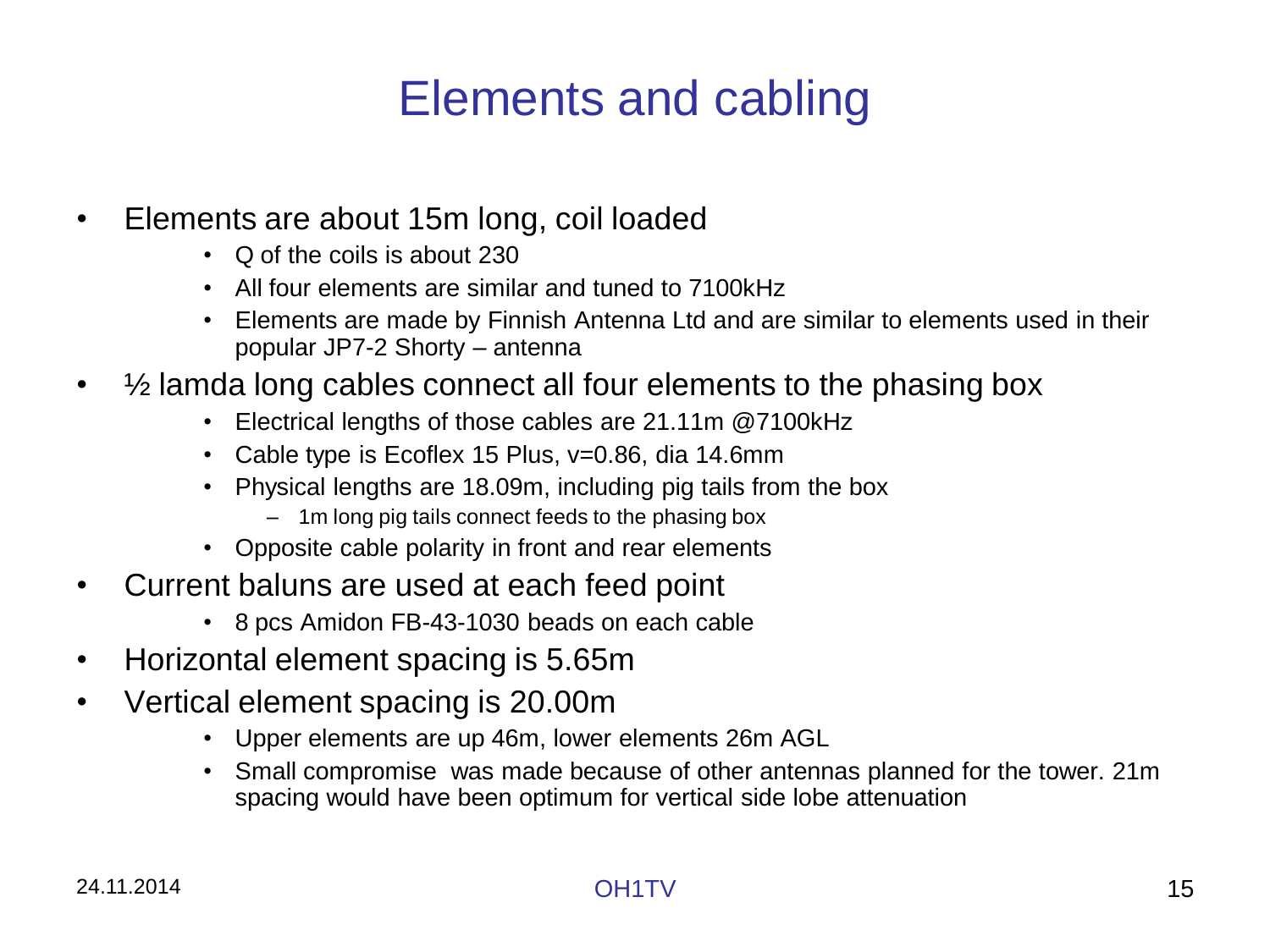# Elements and cabling

- Elements are about 15m long, coil loaded
  - Q of the coils is about 230
  - All four elements are similar and tuned to 7100kHz
  - Elements are made by Finnish Antenna Ltd and are similar to elements used in their popular JP7-2 Shorty – antenna
- ½ lamda long cables connect all four elements to the phasing box
  - Electrical lengths of those cables are 21.11m @7100kHz
  - Cable type is Ecoflex 15 Plus, v=0.86, dia 14.6mm
  - Physical lengths are 18.09m, including pig tails from the box
    - 1m long pig tails connect feeds to the phasing box
  - Opposite cable polarity in front and rear elements
- Current baluns are used at each feed point
  - 8 pcs Amidon FB-43-1030 beads on each cable
- Horizontal element spacing is 5.65m
- Vertical element spacing is 20.00m
  - Upper elements are up 46m, lower elements 26m AGL
  - Small compromise was made because of other antennas planned for the tower. 21m spacing would have been optimum for vertical side lobe attenuation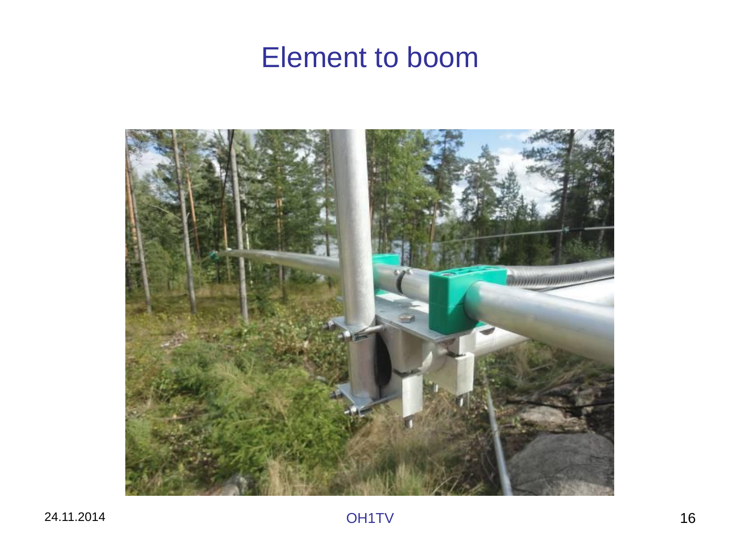# Element to boom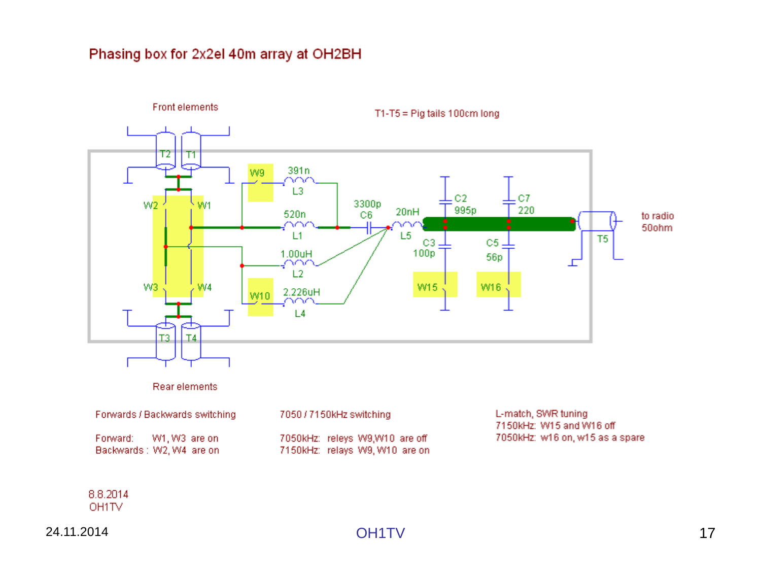# Phasing box for 2x2el 40m array at OH2BH

Front elements

T1-T5 = Pig tails 100cm long

T2 T1

W9 391n L3

W2 W1

520n L1

3300p C6

20nH L5

C2 995p

C7 220

C3 100p

C5 56p

to radio 50ohm

T5

1.00uH L2

W3 W4

W10 2.226uH L4

W15 W16

T3 T4

Rear elements

Forwards / Backwards switching

Forward: W1, W3 are on
Backwards : W2, W4 are on

7050 / 7150kHz switching

7050kHz: releys W9,W10 are off
7150kHz: relays W9, W10 are on

L-match, SWR tuning
7150kHz: W15 and W16 off
7050kHz: w16 on, w15 as a spare

8.8.2014
OH1TV

24.11.2014

OH1TV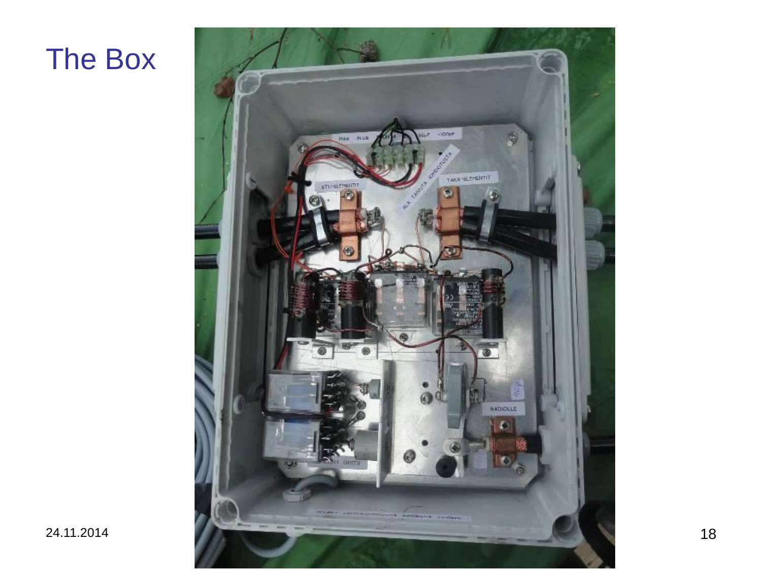# The Box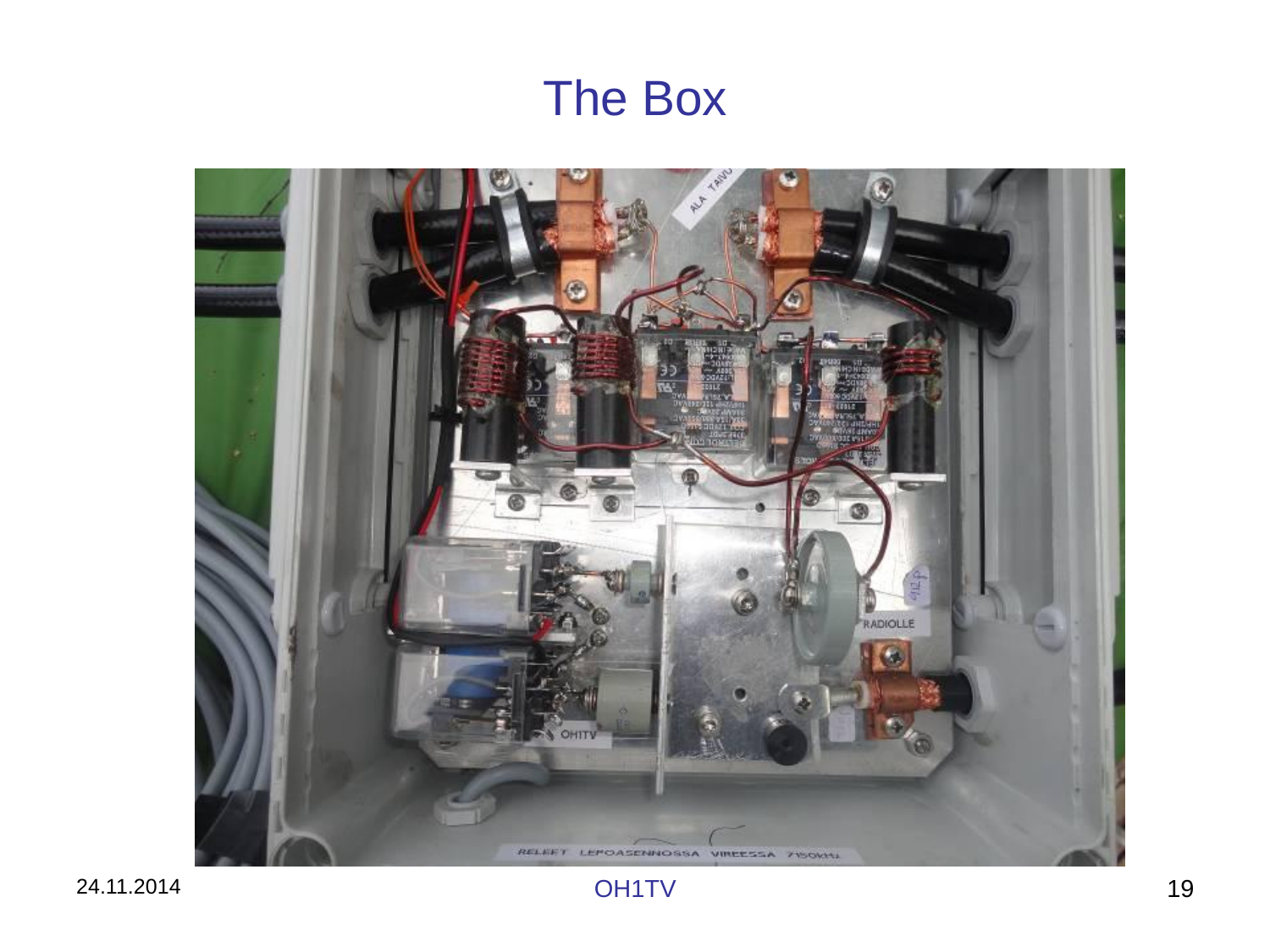# The Box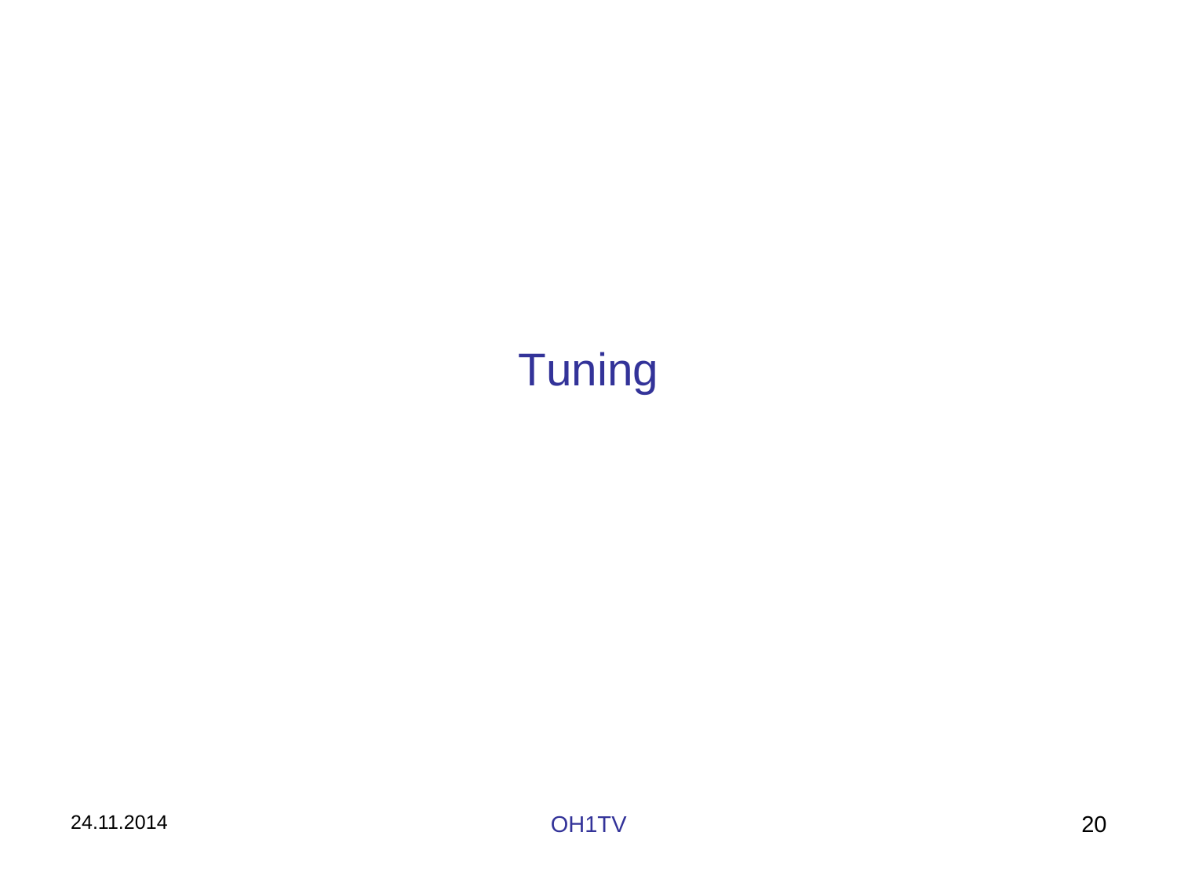# Tuning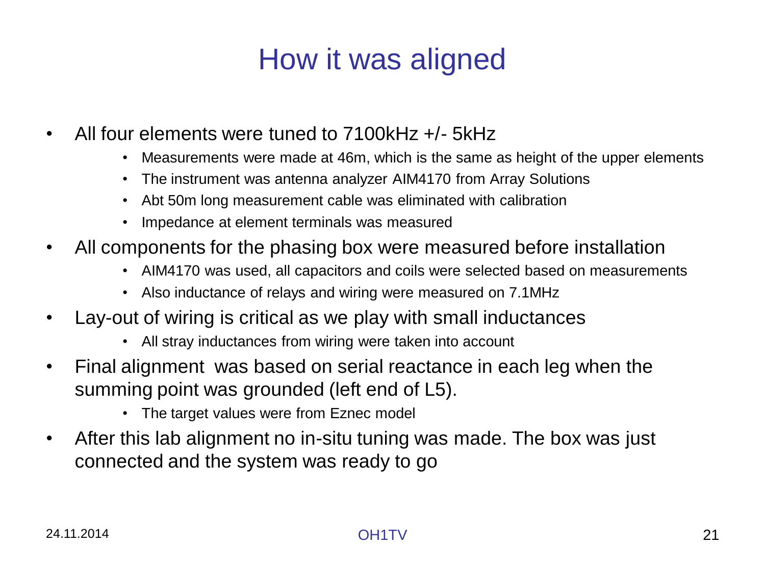# How it was aligned

- All four elements were tuned to 7100kHz +/- 5kHz
  - Measurements were made at 46m, which is the same as height of the upper elements
  - The instrument was antenna analyzer AIM4170 from Array Solutions
  - Abt 50m long measurement cable was eliminated with calibration
  - Impedance at element terminals was measured
- All components for the phasing box were measured before installation
  - AIM4170 was used, all capacitors and coils were selected based on measurements
  - Also inductance of relays and wiring were measured on 7.1MHz
- Lay-out of wiring is critical as we play with small inductances
  - All stray inductances from wiring were taken into account
- Final alignment was based on serial reactance in each leg when the summing point was grounded (left end of L5).
  - The target values were from Eznec model
- After this lab alignment no in-situ tuning was made. The box was just connected and the system was ready to go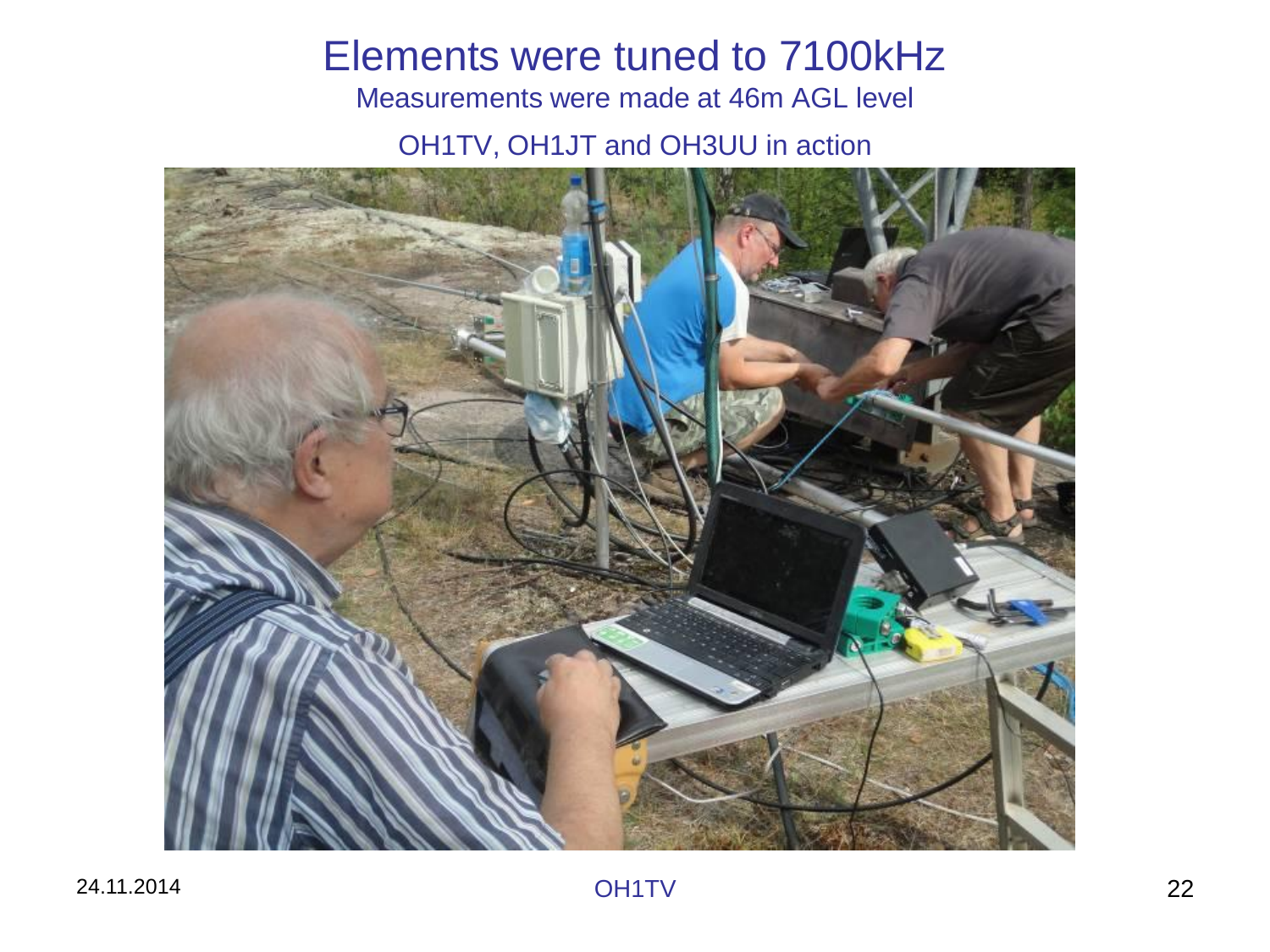# Elements were tuned to 7100kHz

Measurements were made at 46m AGL level

OH1TV, OH1JT and OH3UU in action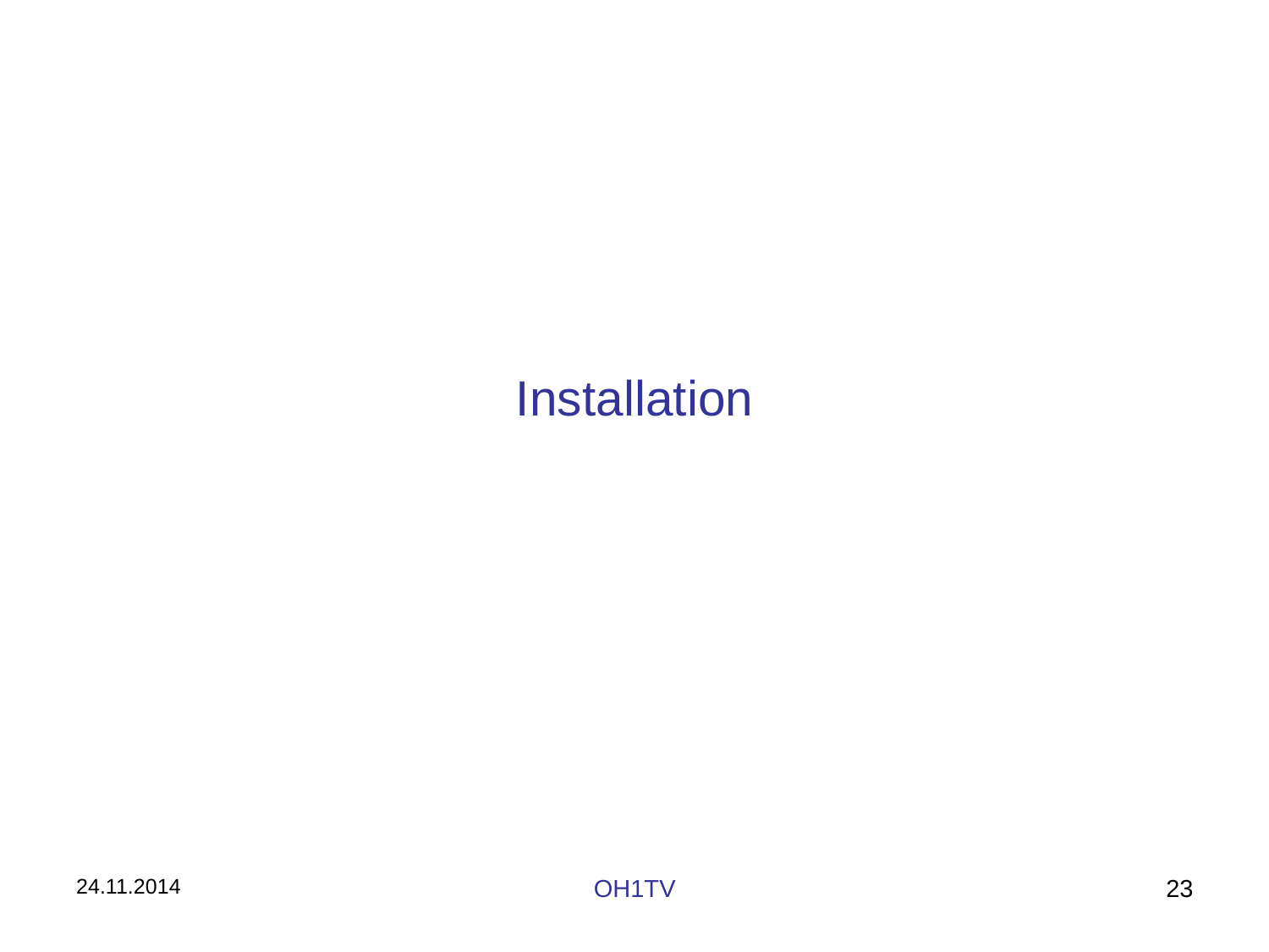# Installation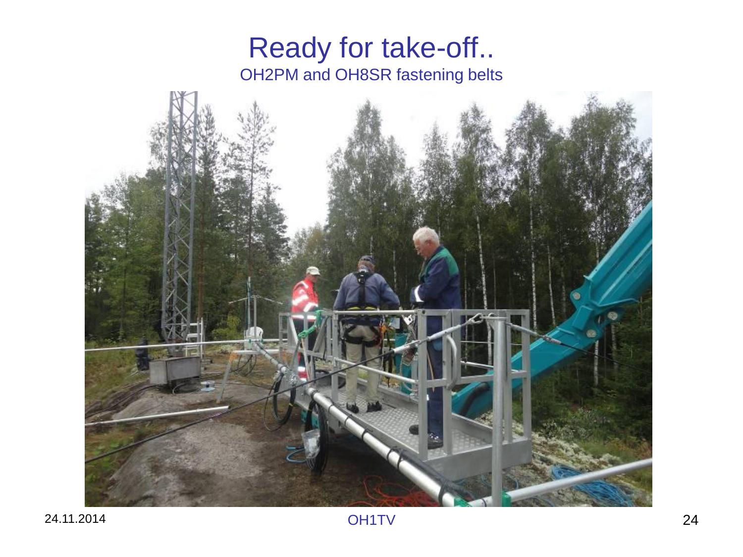# Ready for take-off..

OH2PM and OH8SR fastening belts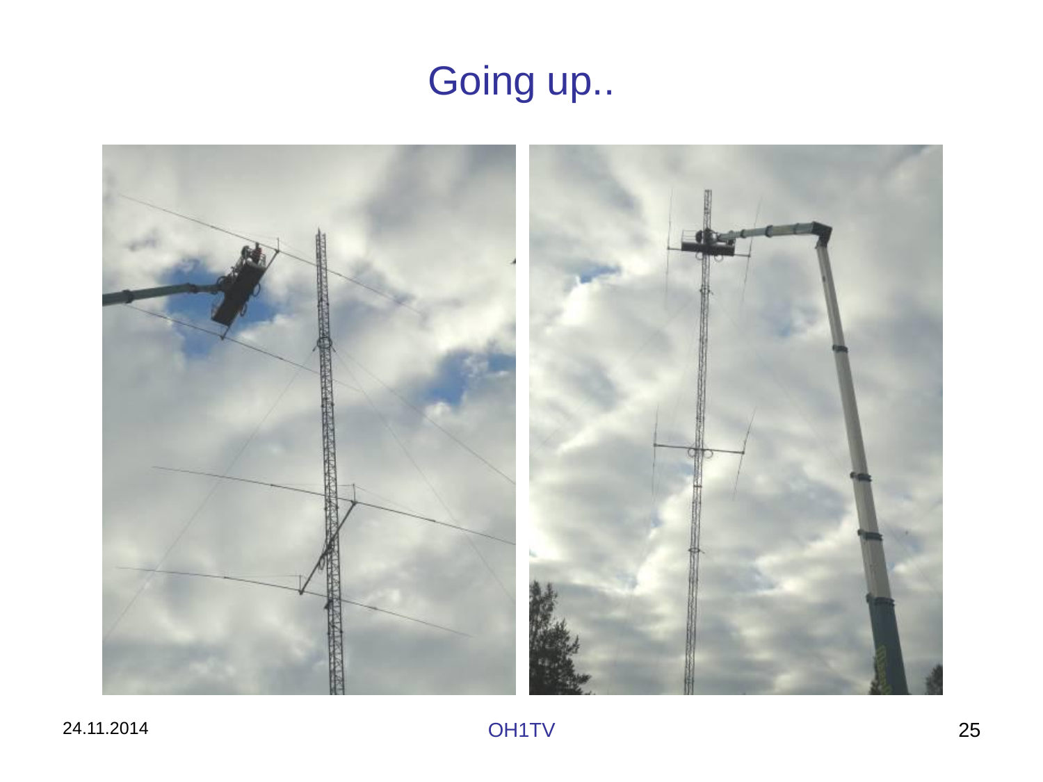# Going up..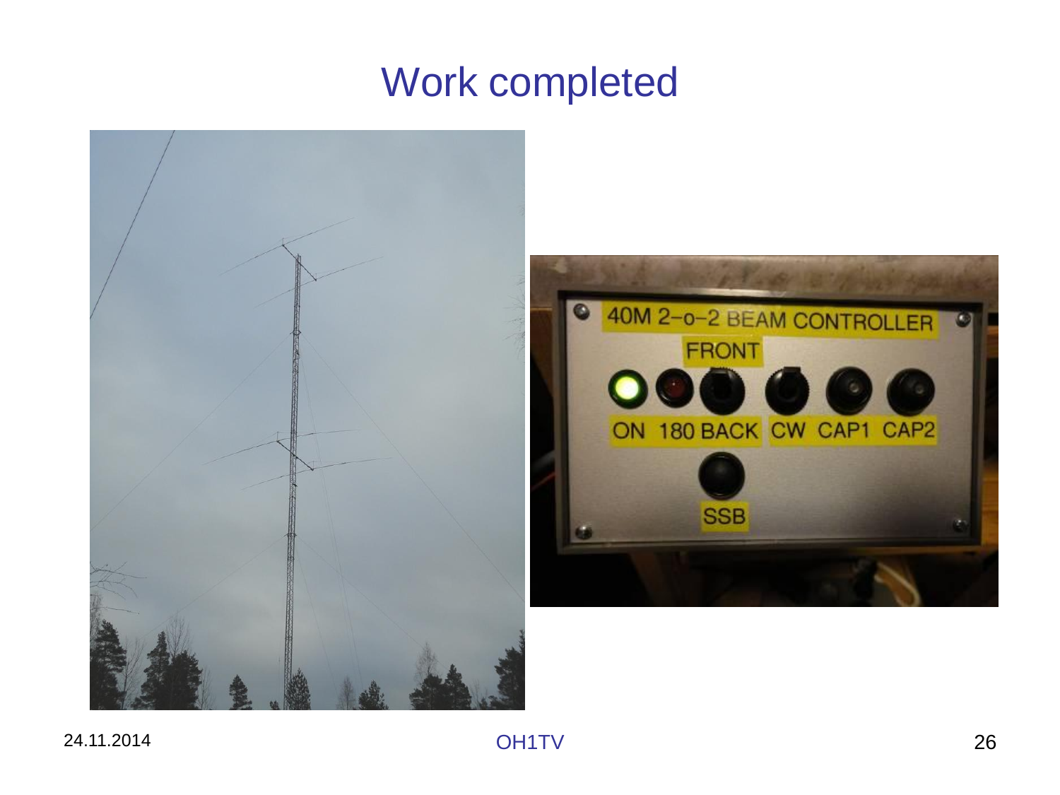# Work completed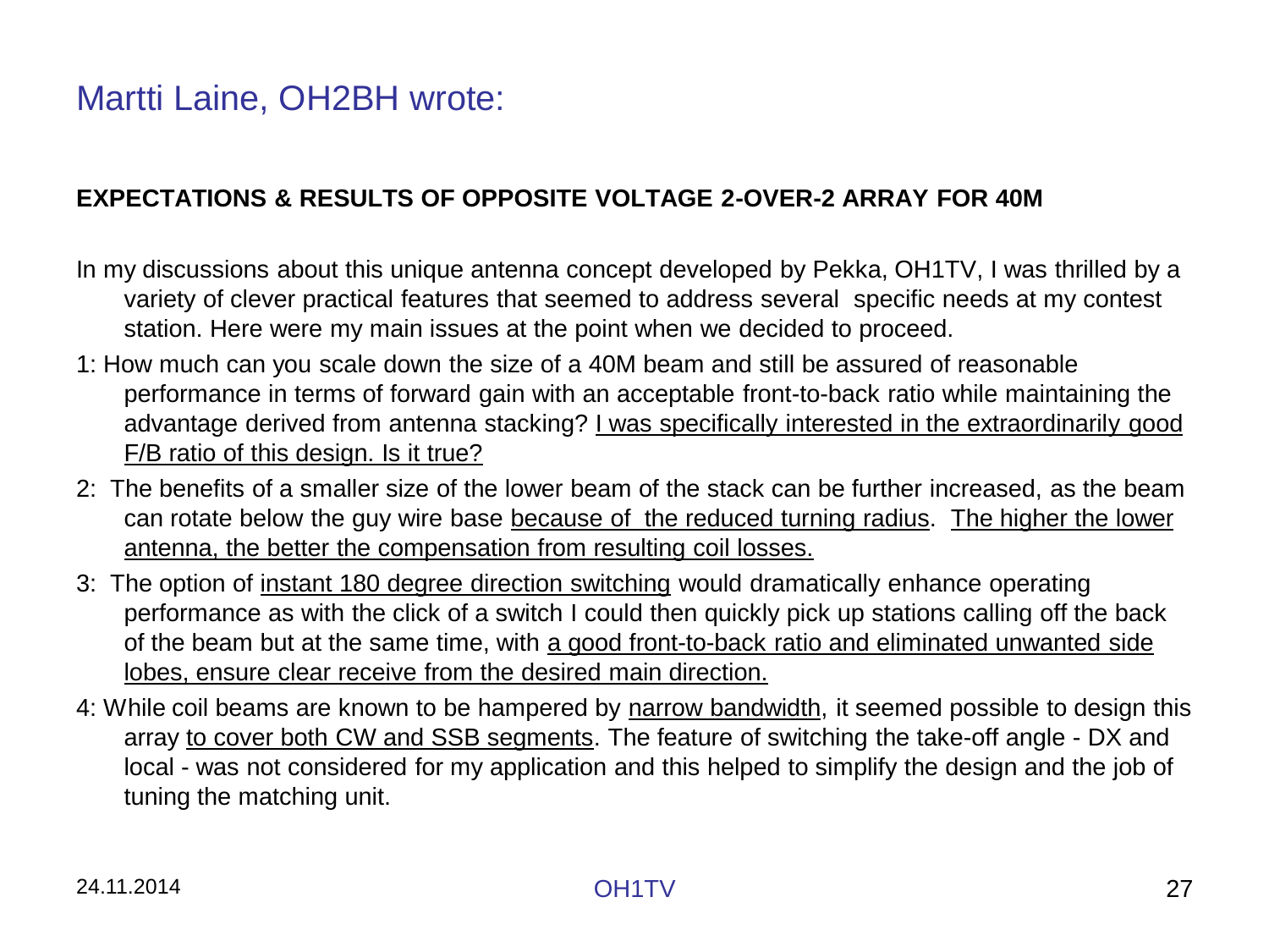# Martti Laine, OH2BH wrote:

**EXPECTATIONS & RESULTS OF OPPOSITE VOLTAGE 2-OVER-2 ARRAY FOR 40M**

In my discussions about this unique antenna concept developed by Pekka, OH1TV, I was thrilled by a variety of clever practical features that seemed to address several specific needs at my contest station. Here were my main issues at the point when we decided to proceed.

1: How much can you scale down the size of a 40M beam and still be assured of reasonable performance in terms of forward gain with an acceptable front-to-back ratio while maintaining the advantage derived from antenna stacking? <u>I was specifically interested in the extraordinarily good F/B ratio of this design. Is it true?</u>

2: The benefits of a smaller size of the lower beam of the stack can be further increased, as the beam can rotate below the guy wire base <u>because of the reduced turning radius</u>. <u>The higher the lower antenna, the better the compensation from resulting coil losses.</u>

3: The option of <u>instant 180 degree direction switching</u> would dramatically enhance operating performance as with the click of a switch I could then quickly pick up stations calling off the back of the beam but at the same time, with <u>a good front-to-back ratio and eliminated unwanted side lobes, ensure clear receive from the desired main direction.</u>

4: While coil beams are known to be hampered by <u>narrow bandwidth</u>, it seemed possible to design this array <u>to cover both CW and SSB segments</u>. The feature of switching the take-off angle - DX and local - was not considered for my application and this helped to simplify the design and the job of tuning the matching unit.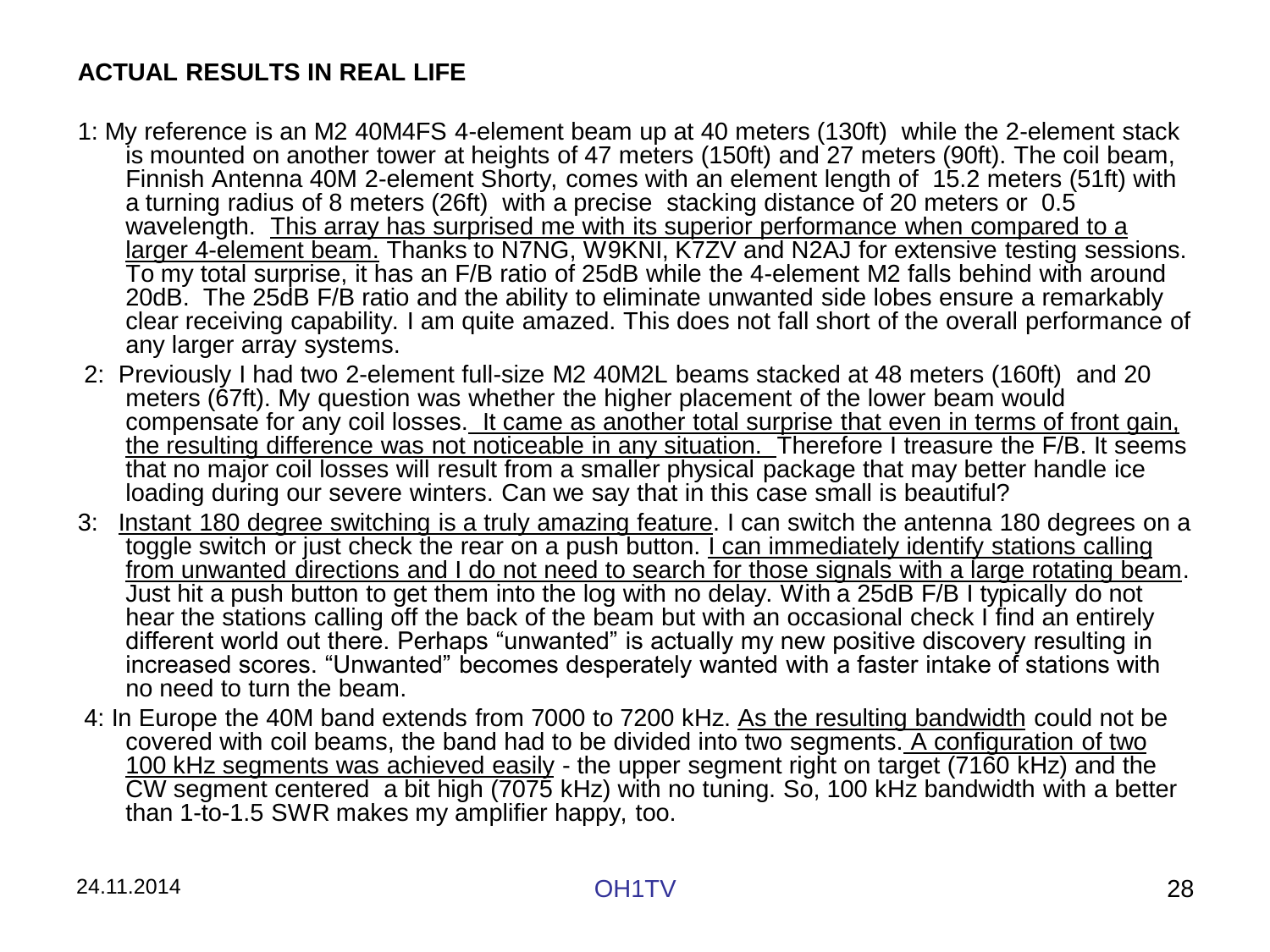**ACTUAL RESULTS IN REAL LIFE**

1: My reference is an M2 40M4FS 4-element beam up at 40 meters (130ft) while the 2-element stack is mounted on another tower at heights of 47 meters (150ft) and 27 meters (90ft). The coil beam, Finnish Antenna 40M 2-element Shorty, comes with an element length of 15.2 meters (51ft) with a turning radius of 8 meters (26ft) with a precise stacking distance of 20 meters or 0.5 wavelength. <u>This array has surprised me with its superior performance when compared to a larger 4-element beam.</u> Thanks to N7NG, W9KNI, K7ZV and N2AJ for extensive testing sessions. To my total surprise, it has an F/B ratio of 25dB while the 4-element M2 falls behind with around 20dB. The 25dB F/B ratio and the ability to eliminate unwanted side lobes ensure a remarkably clear receiving capability. I am quite amazed. This does not fall short of the overall performance of any larger array systems.

2: Previously I had two 2-element full-size M2 40M2L beams stacked at 48 meters (160ft) and 20 meters (67ft). My question was whether the higher placement of the lower beam would compensate for any coil losses. <u>It came as another total surprise that even in terms of front gain, the resulting difference was not noticeable in any situation.</u> Therefore I treasure the F/B. It seems that no major coil losses will result from a smaller physical package that may better handle ice loading during our severe winters. Can we say that in this case small is beautiful?

3: <u>Instant 180 degree switching is a truly amazing feature</u>. I can switch the antenna 180 degrees on a toggle switch or just check the rear on a push button. <u>I can immediately identify stations calling from unwanted directions and I do not need to search for those signals with a large rotating beam</u>. Just hit a push button to get them into the log with no delay. With a 25dB F/B I typically do not hear the stations calling off the back of the beam but with an occasional check I find an entirely different world out there. Perhaps "unwanted" is actually my new positive discovery resulting in increased scores. "Unwanted" becomes desperately wanted with a faster intake of stations with no need to turn the beam.

4: In Europe the 40M band extends from 7000 to 7200 kHz. <u>As the resulting bandwidth</u> could not be covered with coil beams, the band had to be divided into two segments. <u>A configuration of two 100 kHz segments was achieved easily</u> - the upper segment right on target (7160 kHz) and the CW segment centered a bit high (7075 kHz) with no tuning. So, 100 kHz bandwidth with a better than 1-to-1.5 SWR makes my amplifier happy, too.

24.11.2014

OH1TV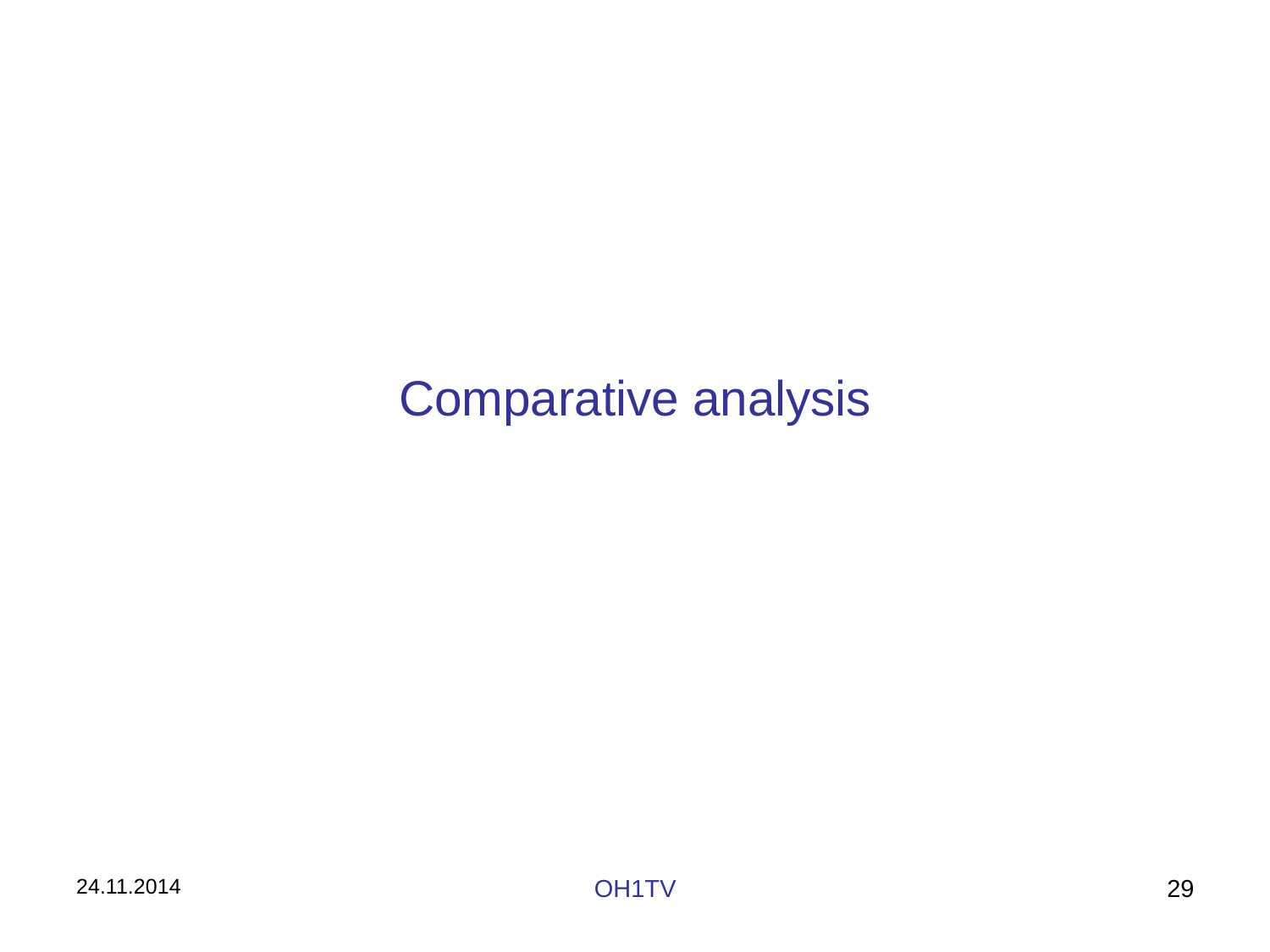# Comparative analysis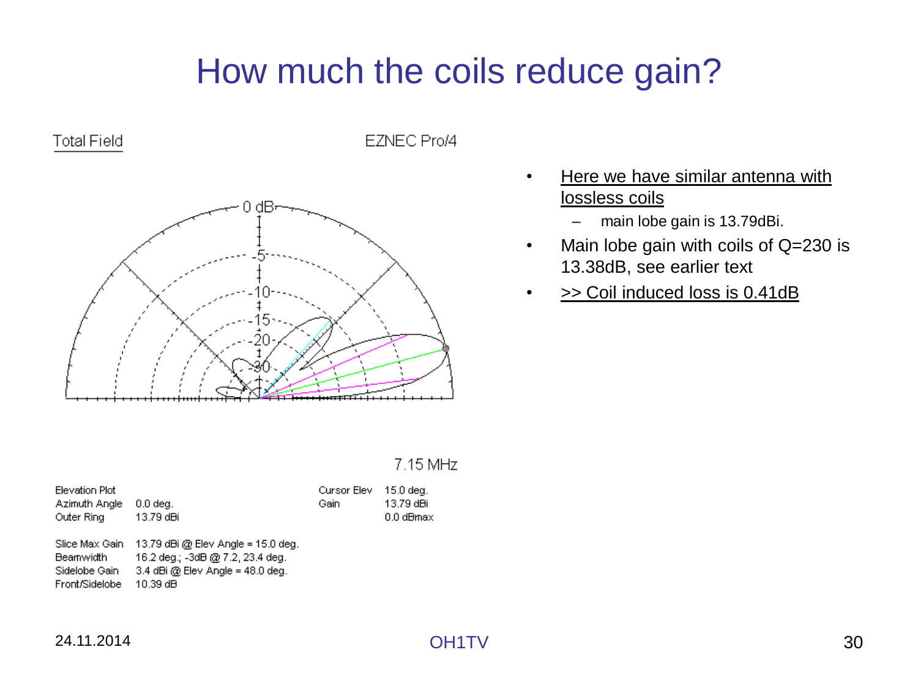# How much the coils reduce gain?

Total Field EZNEC Pro/4

7.15 MHz

| | | | |
|---|---|---|---|
| Elevation Plot | | Cursor Elev | 15.0 deg. |
| Azimuth Angle | 0.0 deg. | Gain | 13.79 dBi |
| Outer Ring | 13.79 dBi | | 0.0 dBmax |

Slice Max Gain 13.79 dBi @ Elev Angle = 15.0 deg.
Beamwidth 16.2 deg.; -3dB @ 7.2, 23.4 deg.
Sidelobe Gain 3.4 dBi @ Elev Angle = 48.0 deg.
Front/Sidelobe 10.39 dB

- Here we have similar antenna with lossless coils
  - main lobe gain is 13.79dBi.
- Main lobe gain with coils of Q=230 is 13.38dB, see earlier text
- >> Coil induced loss is 0.41dB

24.11.2014 OH1TV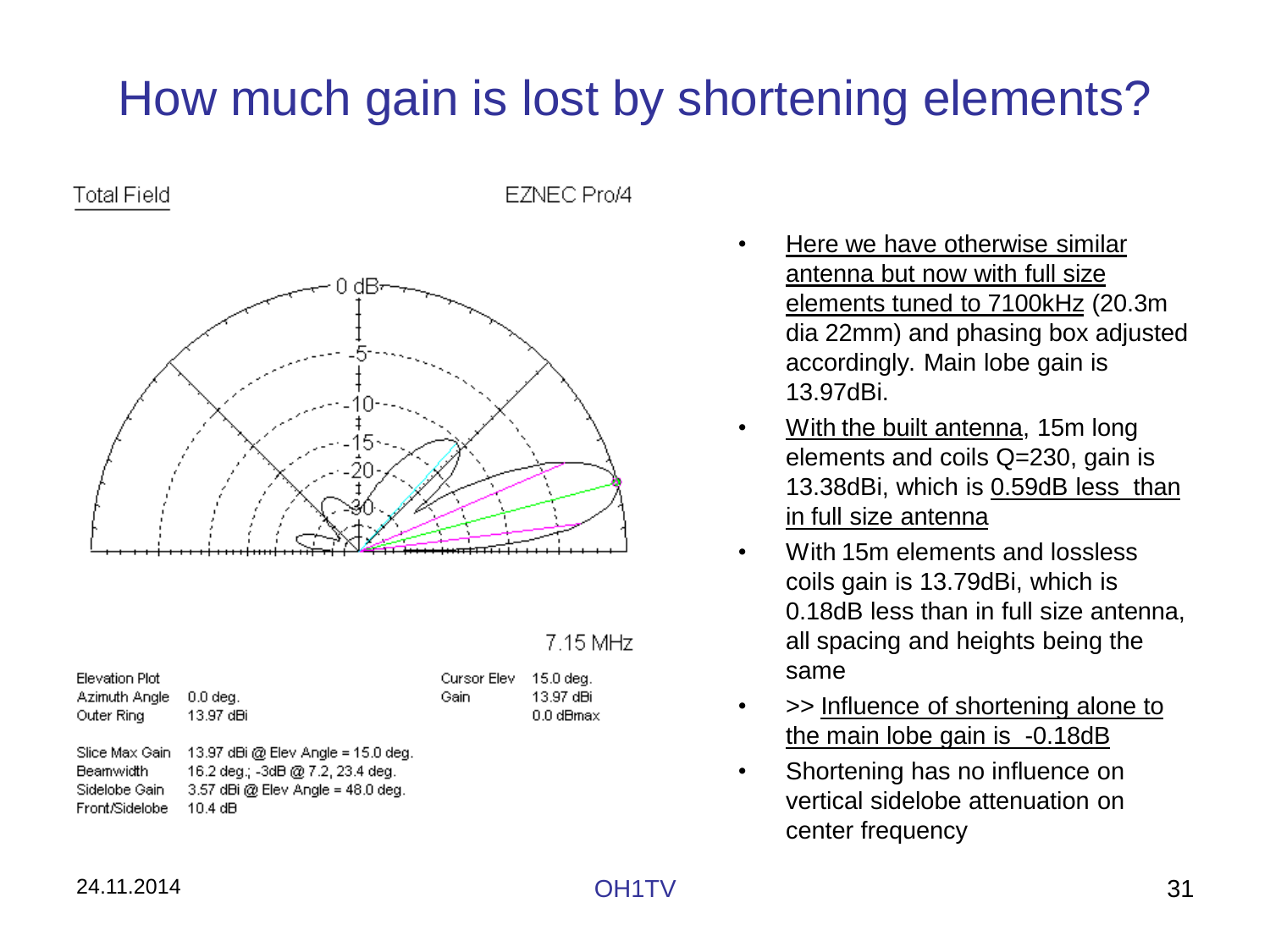# How much gain is lost by shortening elements?

Total Field

EZNEC Pro/4

7.15 MHz

| Elevation Plot | | Cursor Elev | 15.0 deg. |
|---|---|---|---|
| Azimuth Angle | 0.0 deg. | Gain | 13.97 dBi |
| Outer Ring | 13.97 dBi | | 0.0 dBmax |

Slice Max Gain 13.97 dBi @ Elev Angle = 15.0 deg.
Beamwidth 16.2 deg.; -3dB @ 7.2, 23.4 deg.
Sidelobe Gain 3.57 dBi @ Elev Angle = 48.0 deg.
Front/Sidelobe 10.4 dB

- Here we have otherwise similar antenna but now with full size elements tuned to 7100kHz (20.3m dia 22mm) and phasing box adjusted accordingly. Main lobe gain is 13.97dBi.
- With the built antenna, 15m long elements and coils Q=230, gain is 13.38dBi, which is 0.59dB less than in full size antenna
- With 15m elements and lossless coils gain is 13.79dBi, which is 0.18dB less than in full size antenna, all spacing and heights being the same
- >> Influence of shortening alone to the main lobe gain is -0.18dB
- Shortening has no influence on vertical sidelobe attenuation on center frequency

24.11.2014

OH1TV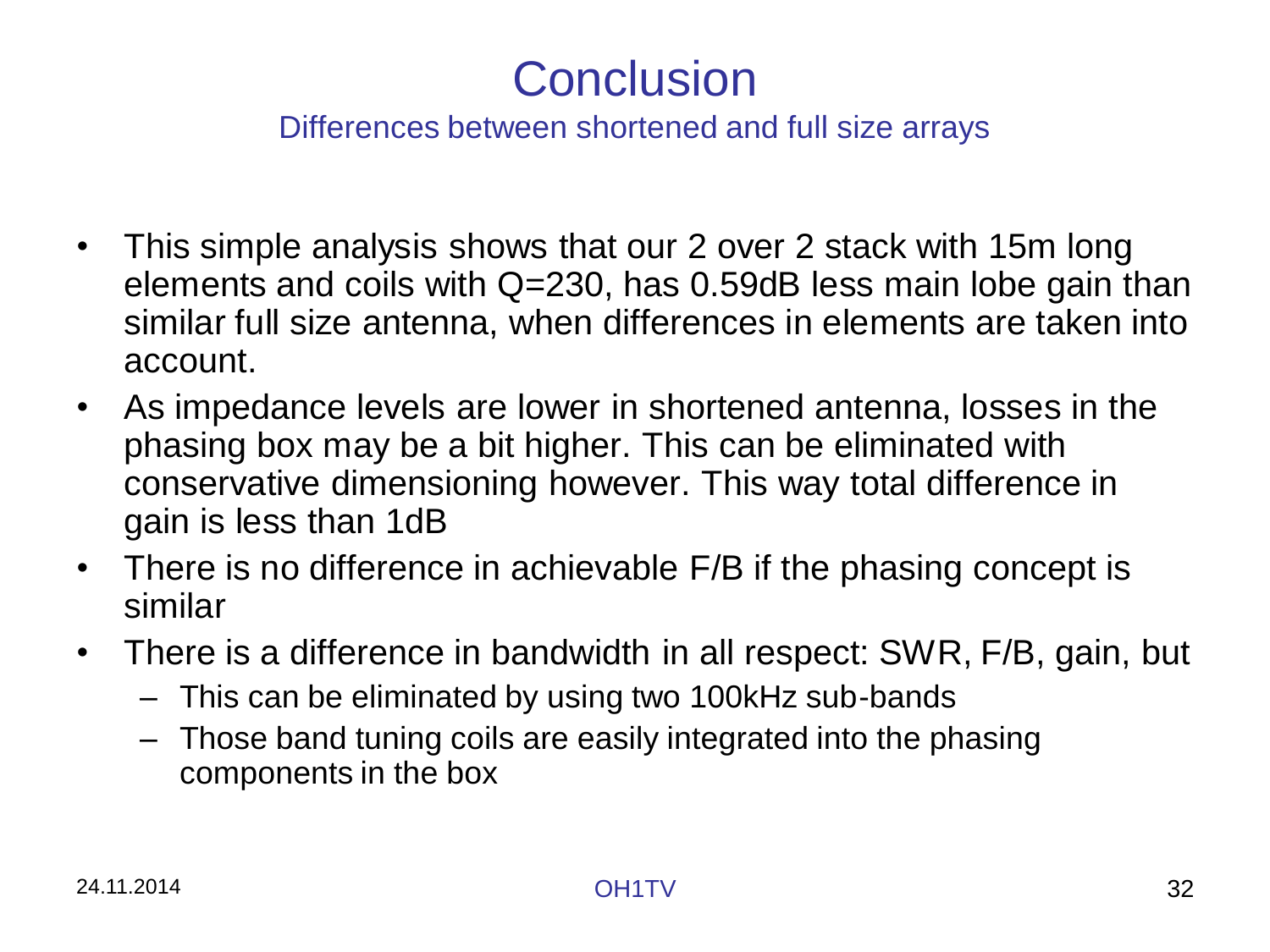# Conclusion

## Differences between shortened and full size arrays

- This simple analysis shows that our 2 over 2 stack with 15m long elements and coils with Q=230, has 0.59dB less main lobe gain than similar full size antenna, when differences in elements are taken into account.
- As impedance levels are lower in shortened antenna, losses in the phasing box may be a bit higher. This can be eliminated with conservative dimensioning however. This way total difference in gain is less than 1dB
- There is no difference in achievable F/B if the phasing concept is similar
- There is a difference in bandwidth in all respect: SWR, F/B, gain, but
  - This can be eliminated by using two 100kHz sub-bands
  - Those band tuning coils are easily integrated into the phasing components in the box